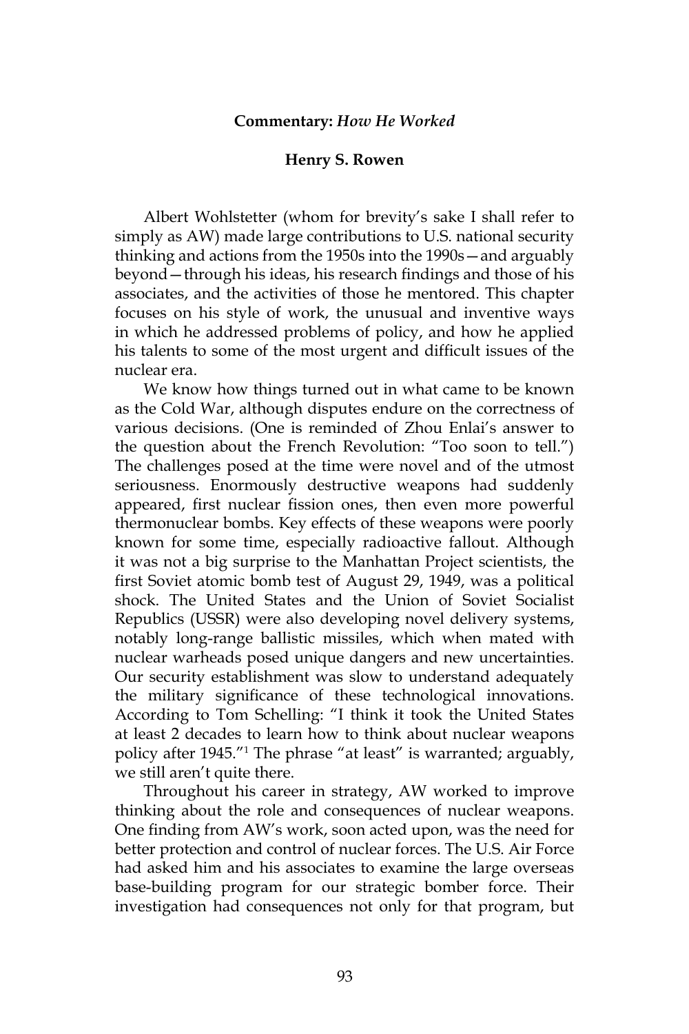# Commentary: *How He Worked*

## Henry S. Rowen

Albert Wohlstetter (whom for brevity's sake I shall refer to simply as AW) made large contributions to U.S. national security thinking and actions from the 1950s into the 1990s—and arguably beyond—through his ideas, his research findings and those of his associates, and the activities of those he mentored. This chapter focuses on his style of work, the unusual and inventive ways in which he addressed problems of policy, and how he applied his talents to some of the most urgent and difficult issues of the nuclear era.

We know how things turned out in what came to be known as the Cold War, although disputes endure on the correctness of various decisions. (One is reminded of Zhou Enlai's answer to the question about the French Revolution: "Too soon to tell.") The challenges posed at the time were novel and of the utmost seriousness. Enormously destructive weapons had suddenly appeared, first nuclear fission ones, then even more powerful thermonuclear bombs. Key effects of these weapons were poorly known for some time, especially radioactive fallout. Although it was not a big surprise to the Manhattan Project scientists, the first Soviet atomic bomb test of August 29, 1949, was a political shock. The United States and the Union of Soviet Socialist Republics (USSR) were also developing novel delivery systems, notably long-range ballistic missiles, which when mated with nuclear warheads posed unique dangers and new uncertainties. Our security establishment was slow to understand adequately the military significance of these technological innovations. According to Tom Schelling: "I think it took the United States at least 2 decades to learn how to think about nuclear weapons policy after 1945."[1] The phrase "at least" is warranted; arguably, we still aren't quite there.

Throughout his career in strategy, AW worked to improve thinking about the role and consequences of nuclear weapons. One finding from AW's work, soon acted upon, was the need for better protection and control of nuclear forces. The U.S. Air Force had asked him and his associates to examine the large overseas base-building program for our strategic bomber force. Their investigation had consequences not only for that program, but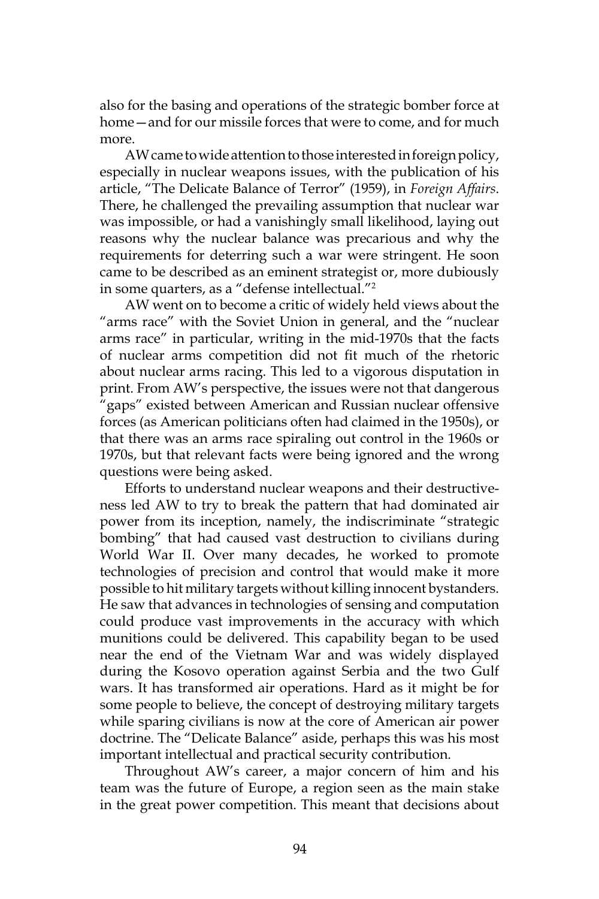also for the basing and operations of the strategic bomber force at home—and for our missile forces that were to come, and for much more.

AW came to wide attention to those interested in foreign policy, especially in nuclear weapons issues, with the publication of his article, "The Delicate Balance of Terror" (1959), in *Foreign Affairs*. There, he challenged the prevailing assumption that nuclear war was impossible, or had a vanishingly small likelihood, laying out reasons why the nuclear balance was precarious and why the requirements for deterring such a war were stringent. He soon came to be described as an eminent strategist or, more dubiously in some quarters, as a "defense intellectual."[2]

AW went on to become a critic of widely held views about the "arms race" with the Soviet Union in general, and the "nuclear arms race" in particular, writing in the mid-1970s that the facts of nuclear arms competition did not fit much of the rhetoric about nuclear arms racing. This led to a vigorous disputation in print. From AW's perspective, the issues were not that dangerous "gaps" existed between American and Russian nuclear offensive forces (as American politicians often had claimed in the 1950s), or that there was an arms race spiraling out control in the 1960s or 1970s, but that relevant facts were being ignored and the wrong questions were being asked.

Efforts to understand nuclear weapons and their destructiveness led AW to try to break the pattern that had dominated air power from its inception, namely, the indiscriminate "strategic bombing" that had caused vast destruction to civilians during World War II. Over many decades, he worked to promote technologies of precision and control that would make it more possible to hit military targets without killing innocent bystanders. He saw that advances in technologies of sensing and computation could produce vast improvements in the accuracy with which munitions could be delivered. This capability began to be used near the end of the Vietnam War and was widely displayed during the Kosovo operation against Serbia and the two Gulf wars. It has transformed air operations. Hard as it might be for some people to believe, the concept of destroying military targets while sparing civilians is now at the core of American air power doctrine. The "Delicate Balance" aside, perhaps this was his most important intellectual and practical security contribution.

Throughout AW's career, a major concern of him and his team was the future of Europe, a region seen as the main stake in the great power competition. This meant that decisions about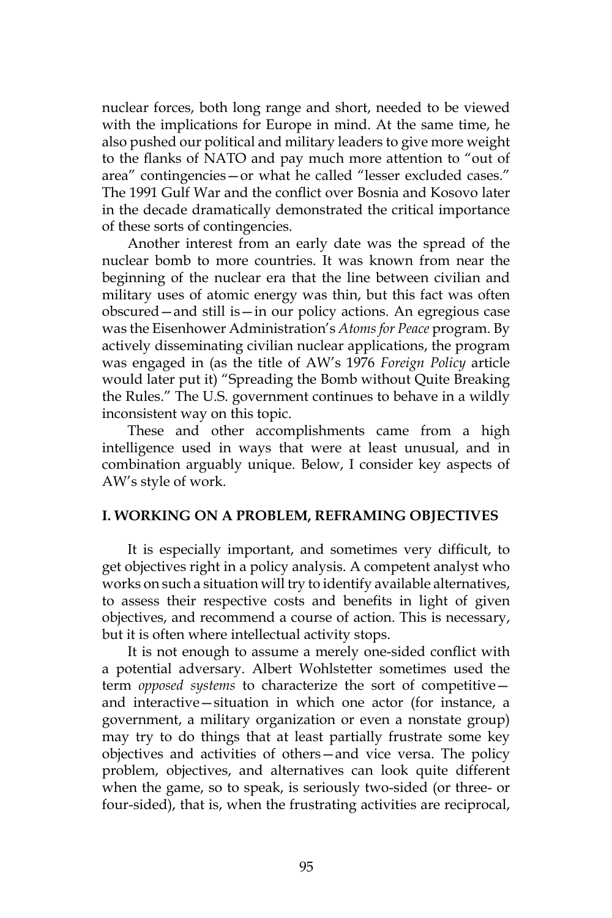nuclear forces, both long range and short, needed to be viewed with the implications for Europe in mind. At the same time, he also pushed our political and military leaders to give more weight to the flanks of NATO and pay much more attention to "out of area" contingencies—or what he called "lesser excluded cases." The 1991 Gulf War and the conflict over Bosnia and Kosovo later in the decade dramatically demonstrated the critical importance of these sorts of contingencies.

Another interest from an early date was the spread of the nuclear bomb to more countries. It was known from near the beginning of the nuclear era that the line between civilian and military uses of atomic energy was thin, but this fact was often obscured—and still is—in our policy actions. An egregious case was the Eisenhower Administration's *Atoms for Peace* program. By actively disseminating civilian nuclear applications, the program was engaged in (as the title of AW's 1976 *Foreign Policy* article would later put it) "Spreading the Bomb without Quite Breaking the Rules." The U.S. government continues to behave in a wildly inconsistent way on this topic.

These and other accomplishments came from a high intelligence used in ways that were at least unusual, and in combination arguably unique. Below, I consider key aspects of AW's style of work.

## I. WORKING ON A PROBLEM, REFRAMING OBJECTIVES

It is especially important, and sometimes very difficult, to get objectives right in a policy analysis. A competent analyst who works on such a situation will try to identify available alternatives, to assess their respective costs and benefits in light of given objectives, and recommend a course of action. This is necessary, but it is often where intellectual activity stops.

It is not enough to assume a merely one-sided conflict with a potential adversary. Albert Wohlstetter sometimes used the term *opposed systems* to characterize the sort of competitive—and interactive—situation in which one actor (for instance, a government, a military organization or even a nonstate group) may try to do things that at least partially frustrate some key objectives and activities of others—and vice versa. The policy problem, objectives, and alternatives can look quite different when the game, so to speak, is seriously two-sided (or three- or four-sided), that is, when the frustrating activities are reciprocal,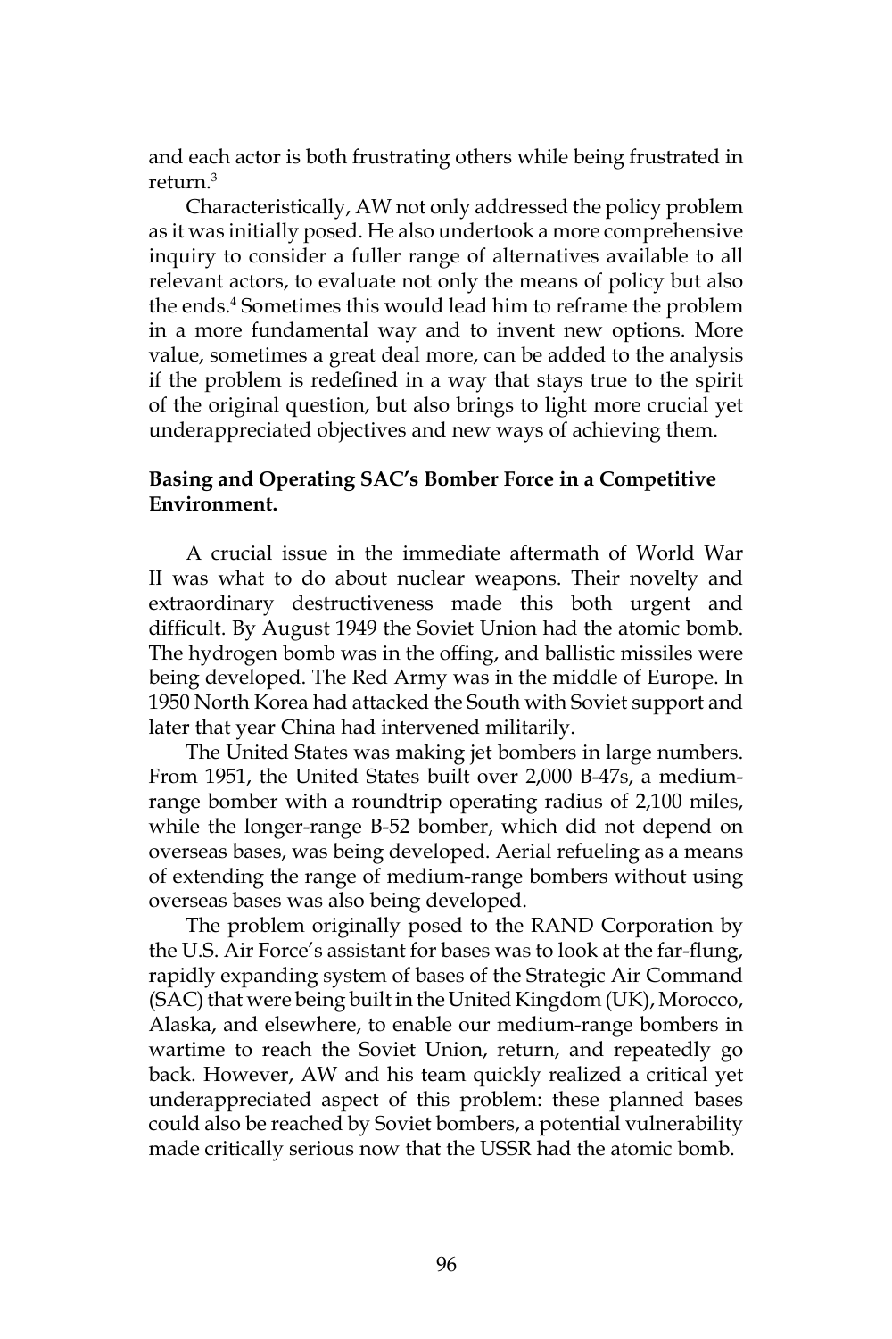and each actor is both frustrating others while being frustrated in return.[3]

Characteristically, AW not only addressed the policy problem as it was initially posed. He also undertook a more comprehensive inquiry to consider a fuller range of alternatives available to all relevant actors, to evaluate not only the means of policy but also the ends.[4] Sometimes this would lead him to reframe the problem in a more fundamental way and to invent new options. More value, sometimes a great deal more, can be added to the analysis if the problem is redefined in a way that stays true to the spirit of the original question, but also brings to light more crucial yet underappreciated objectives and new ways of achieving them.

### Basing and Operating SAC's Bomber Force in a Competitive Environment.

A crucial issue in the immediate aftermath of World War II was what to do about nuclear weapons. Their novelty and extraordinary destructiveness made this both urgent and difficult. By August 1949 the Soviet Union had the atomic bomb. The hydrogen bomb was in the offing, and ballistic missiles were being developed. The Red Army was in the middle of Europe. In 1950 North Korea had attacked the South with Soviet support and later that year China had intervened militarily.

The United States was making jet bombers in large numbers. From 1951, the United States built over 2,000 B-47s, a medium-range bomber with a roundtrip operating radius of 2,100 miles, while the longer-range B-52 bomber, which did not depend on overseas bases, was being developed. Aerial refueling as a means of extending the range of medium-range bombers without using overseas bases was also being developed.

The problem originally posed to the RAND Corporation by the U.S. Air Force's assistant for bases was to look at the far-flung, rapidly expanding system of bases of the Strategic Air Command (SAC) that were being built in the United Kingdom (UK), Morocco, Alaska, and elsewhere, to enable our medium-range bombers in wartime to reach the Soviet Union, return, and repeatedly go back. However, AW and his team quickly realized a critical yet underappreciated aspect of this problem: these planned bases could also be reached by Soviet bombers, a potential vulnerability made critically serious now that the USSR had the atomic bomb.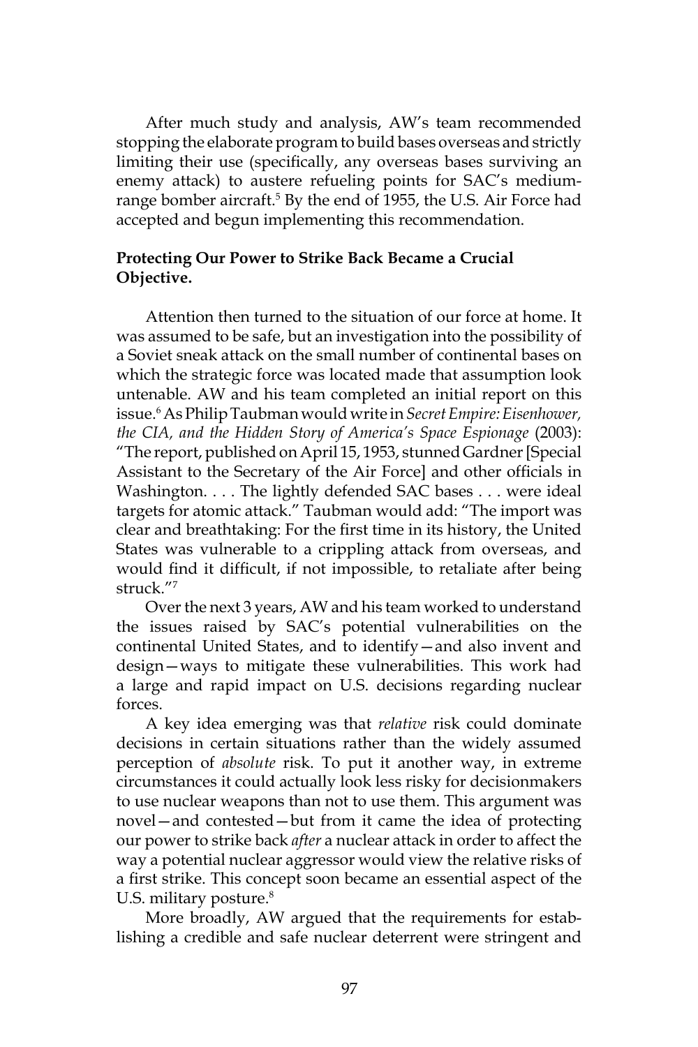After much study and analysis, AW's team recommended stopping the elaborate program to build bases overseas and strictly limiting their use (specifically, any overseas bases surviving an enemy attack) to austere refueling points for SAC's medium-range bomber aircraft.[5] By the end of 1955, the U.S. Air Force had accepted and begun implementing this recommendation.

### Protecting Our Power to Strike Back Became a Crucial Objective.

Attention then turned to the situation of our force at home. It was assumed to be safe, but an investigation into the possibility of a Soviet sneak attack on the small number of continental bases on which the strategic force was located made that assumption look untenable. AW and his team completed an initial report on this issue.[6] As Philip Taubman would write in *Secret Empire: Eisenhower, the CIA, and the Hidden Story of America's Space Espionage* (2003): "The report, published on April 15, 1953, stunned Gardner [Special Assistant to the Secretary of the Air Force] and other officials in Washington. . . . The lightly defended SAC bases . . . were ideal targets for atomic attack." Taubman would add: "The import was clear and breathtaking: For the first time in its history, the United States was vulnerable to a crippling attack from overseas, and would find it difficult, if not impossible, to retaliate after being struck."[7]

Over the next 3 years, AW and his team worked to understand the issues raised by SAC's potential vulnerabilities on the continental United States, and to identify—and also invent and design—ways to mitigate these vulnerabilities. This work had a large and rapid impact on U.S. decisions regarding nuclear forces.

A key idea emerging was that *relative* risk could dominate decisions in certain situations rather than the widely assumed perception of *absolute* risk. To put it another way, in extreme circumstances it could actually look less risky for decisionmakers to use nuclear weapons than not to use them. This argument was novel—and contested—but from it came the idea of protecting our power to strike back *after* a nuclear attack in order to affect the way a potential nuclear aggressor would view the relative risks of a first strike. This concept soon became an essential aspect of the U.S. military posture.[8]

More broadly, AW argued that the requirements for establishing a credible and safe nuclear deterrent were stringent and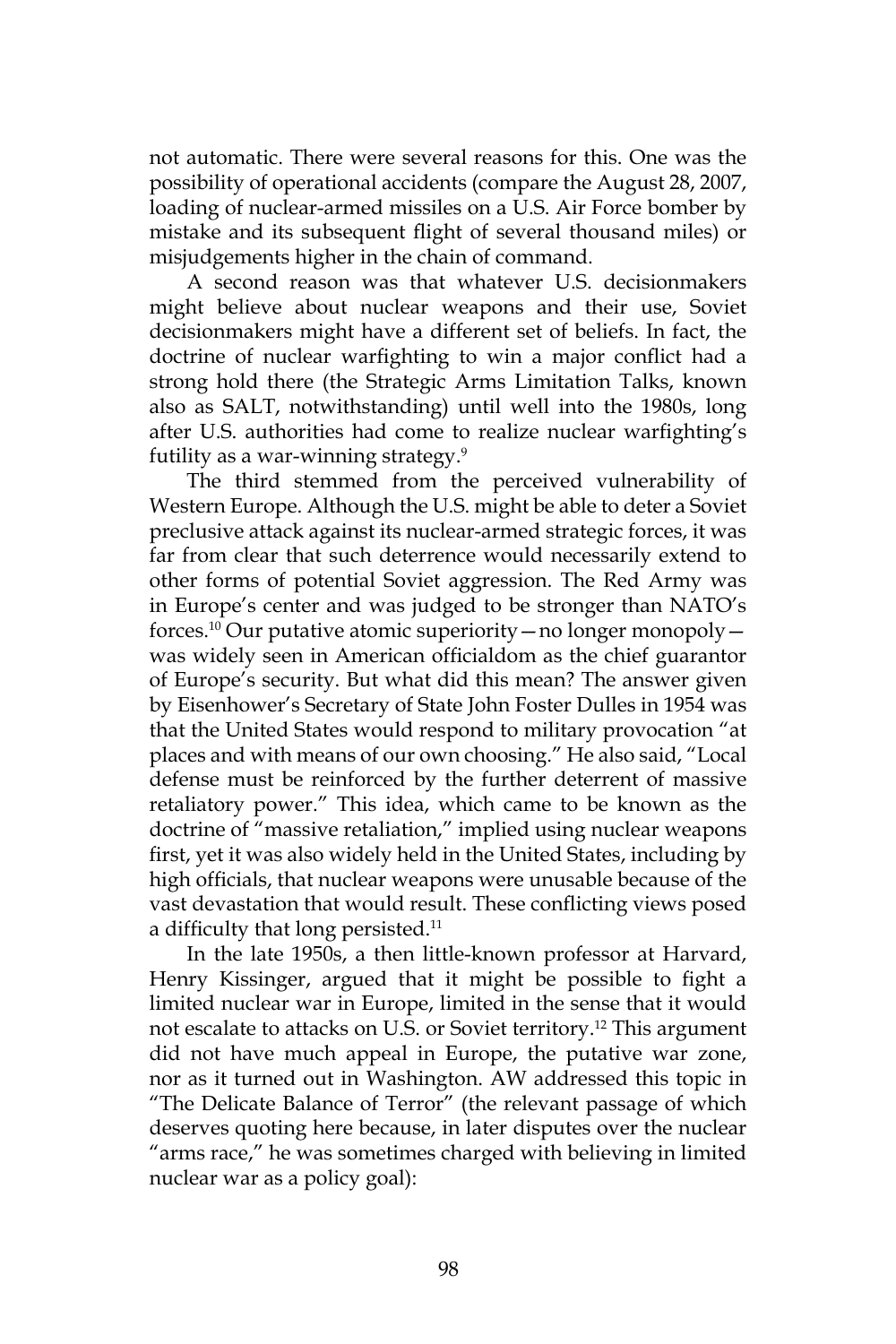not automatic. There were several reasons for this. One was the possibility of operational accidents (compare the August 28, 2007, loading of nuclear-armed missiles on a U.S. Air Force bomber by mistake and its subsequent flight of several thousand miles) or misjudgements higher in the chain of command.

A second reason was that whatever U.S. decisionmakers might believe about nuclear weapons and their use, Soviet decisionmakers might have a different set of beliefs. In fact, the doctrine of nuclear warfighting to win a major conflict had a strong hold there (the Strategic Arms Limitation Talks, known also as SALT, notwithstanding) until well into the 1980s, long after U.S. authorities had come to realize nuclear warfighting's futility as a war-winning strategy.[9]

The third stemmed from the perceived vulnerability of Western Europe. Although the U.S. might be able to deter a Soviet preclusive attack against its nuclear-armed strategic forces, it was far from clear that such deterrence would necessarily extend to other forms of potential Soviet aggression. The Red Army was in Europe's center and was judged to be stronger than NATO's forces.[10] Our putative atomic superiority—no longer monopoly—was widely seen in American officialdom as the chief guarantor of Europe's security. But what did this mean? The answer given by Eisenhower's Secretary of State John Foster Dulles in 1954 was that the United States would respond to military provocation "at places and with means of our own choosing." He also said, "Local defense must be reinforced by the further deterrent of massive retaliatory power." This idea, which came to be known as the doctrine of "massive retaliation," implied using nuclear weapons first, yet it was also widely held in the United States, including by high officials, that nuclear weapons were unusable because of the vast devastation that would result. These conflicting views posed a difficulty that long persisted.[11]

In the late 1950s, a then little-known professor at Harvard, Henry Kissinger, argued that it might be possible to fight a limited nuclear war in Europe, limited in the sense that it would not escalate to attacks on U.S. or Soviet territory.[12] This argument did not have much appeal in Europe, the putative war zone, nor as it turned out in Washington. AW addressed this topic in "The Delicate Balance of Terror" (the relevant passage of which deserves quoting here because, in later disputes over the nuclear "arms race," he was sometimes charged with believing in limited nuclear war as a policy goal):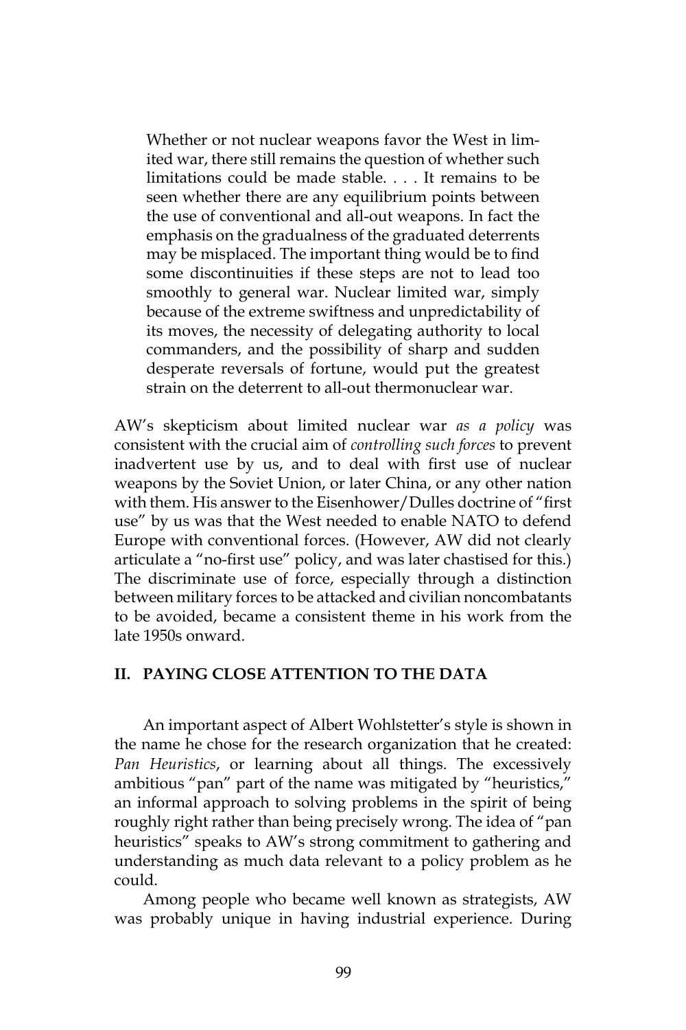> Whether or not nuclear weapons favor the West in limited war, there still remains the question of whether such limitations could be made stable. . . . It remains to be seen whether there are any equilibrium points between the use of conventional and all-out weapons. In fact the emphasis on the gradualness of the graduated deterrents may be misplaced. The important thing would be to find some discontinuities if these steps are not to lead too smoothly to general war. Nuclear limited war, simply because of the extreme swiftness and unpredictability of its moves, the necessity of delegating authority to local commanders, and the possibility of sharp and sudden desperate reversals of fortune, would put the greatest strain on the deterrent to all-out thermonuclear war.

AW's skepticism about limited nuclear war *as a policy* was consistent with the crucial aim of *controlling such forces* to prevent inadvertent use by us, and to deal with first use of nuclear weapons by the Soviet Union, or later China, or any other nation with them. His answer to the Eisenhower/Dulles doctrine of "first use" by us was that the West needed to enable NATO to defend Europe with conventional forces. (However, AW did not clearly articulate a "no-first use" policy, and was later chastised for this.) The discriminate use of force, especially through a distinction between military forces to be attacked and civilian noncombatants to be avoided, became a consistent theme in his work from the late 1950s onward.

## II. PAYING CLOSE ATTENTION TO THE DATA

An important aspect of Albert Wohlstetter's style is shown in the name he chose for the research organization that he created: *Pan Heuristics*, or learning about all things. The excessively ambitious "pan" part of the name was mitigated by "heuristics," an informal approach to solving problems in the spirit of being roughly right rather than being precisely wrong. The idea of "pan heuristics" speaks to AW's strong commitment to gathering and understanding as much data relevant to a policy problem as he could.

Among people who became well known as strategists, AW was probably unique in having industrial experience. During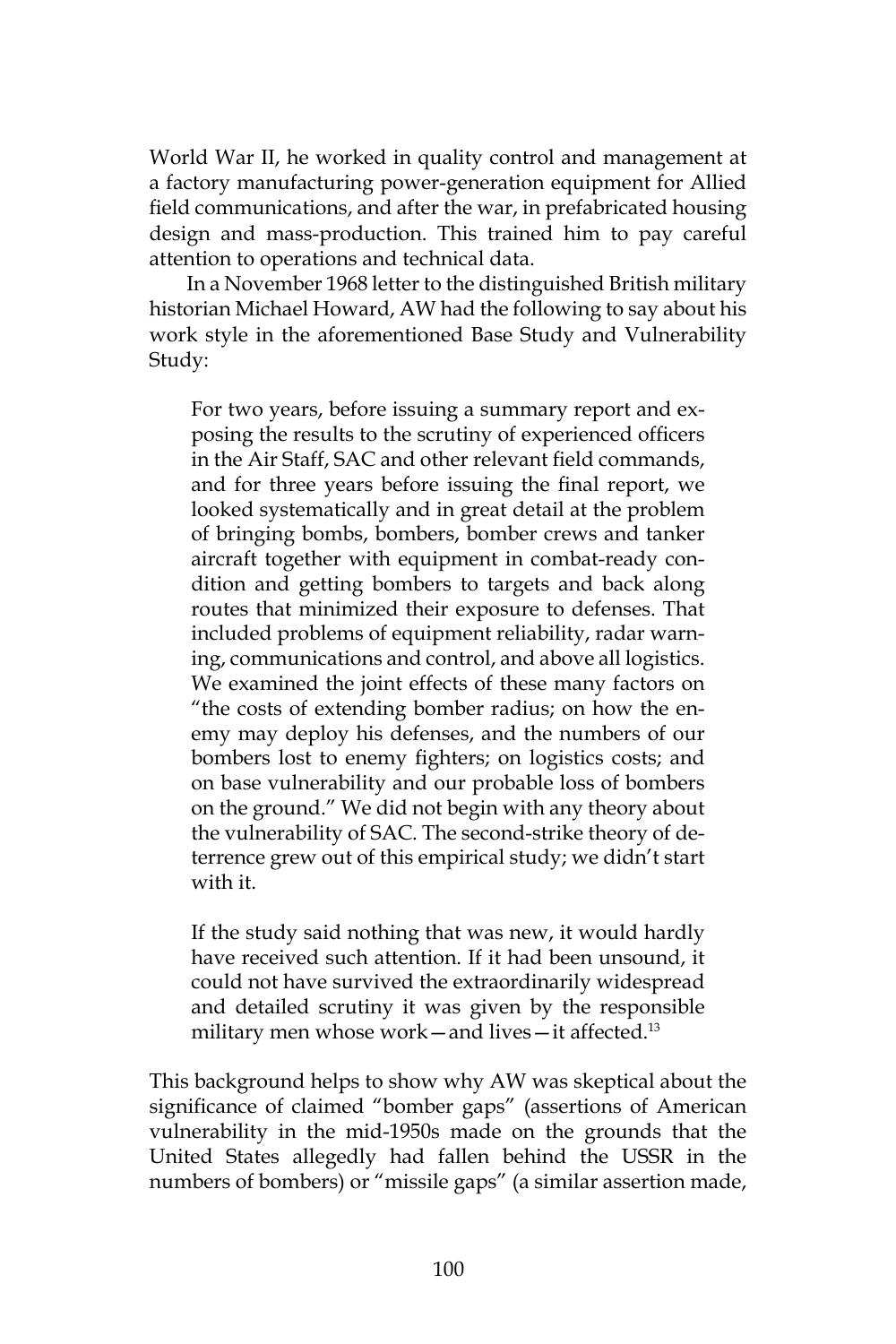World War II, he worked in quality control and management at a factory manufacturing power-generation equipment for Allied field communications, and after the war, in prefabricated housing design and mass-production. This trained him to pay careful attention to operations and technical data.

In a November 1968 letter to the distinguished British military historian Michael Howard, AW had the following to say about his work style in the aforementioned Base Study and Vulnerability Study:

> For two years, before issuing a summary report and exposing the results to the scrutiny of experienced officers in the Air Staff, SAC and other relevant field commands, and for three years before issuing the final report, we looked systematically and in great detail at the problem of bringing bombs, bombers, bomber crews and tanker aircraft together with equipment in combat-ready condition and getting bombers to targets and back along routes that minimized their exposure to defenses. That included problems of equipment reliability, radar warning, communications and control, and above all logistics. We examined the joint effects of these many factors on "the costs of extending bomber radius; on how the enemy may deploy his defenses, and the numbers of our bombers lost to enemy fighters; on logistics costs; and on base vulnerability and our probable loss of bombers on the ground." We did not begin with any theory about the vulnerability of SAC. The second-strike theory of deterrence grew out of this empirical study; we didn't start with it.
>
> If the study said nothing that was new, it would hardly have received such attention. If it had been unsound, it could not have survived the extraordinarily widespread and detailed scrutiny it was given by the responsible military men whose work—and lives—it affected.[13]

This background helps to show why AW was skeptical about the significance of claimed "bomber gaps" (assertions of American vulnerability in the mid-1950s made on the grounds that the United States allegedly had fallen behind the USSR in the numbers of bombers) or "missile gaps" (a similar assertion made,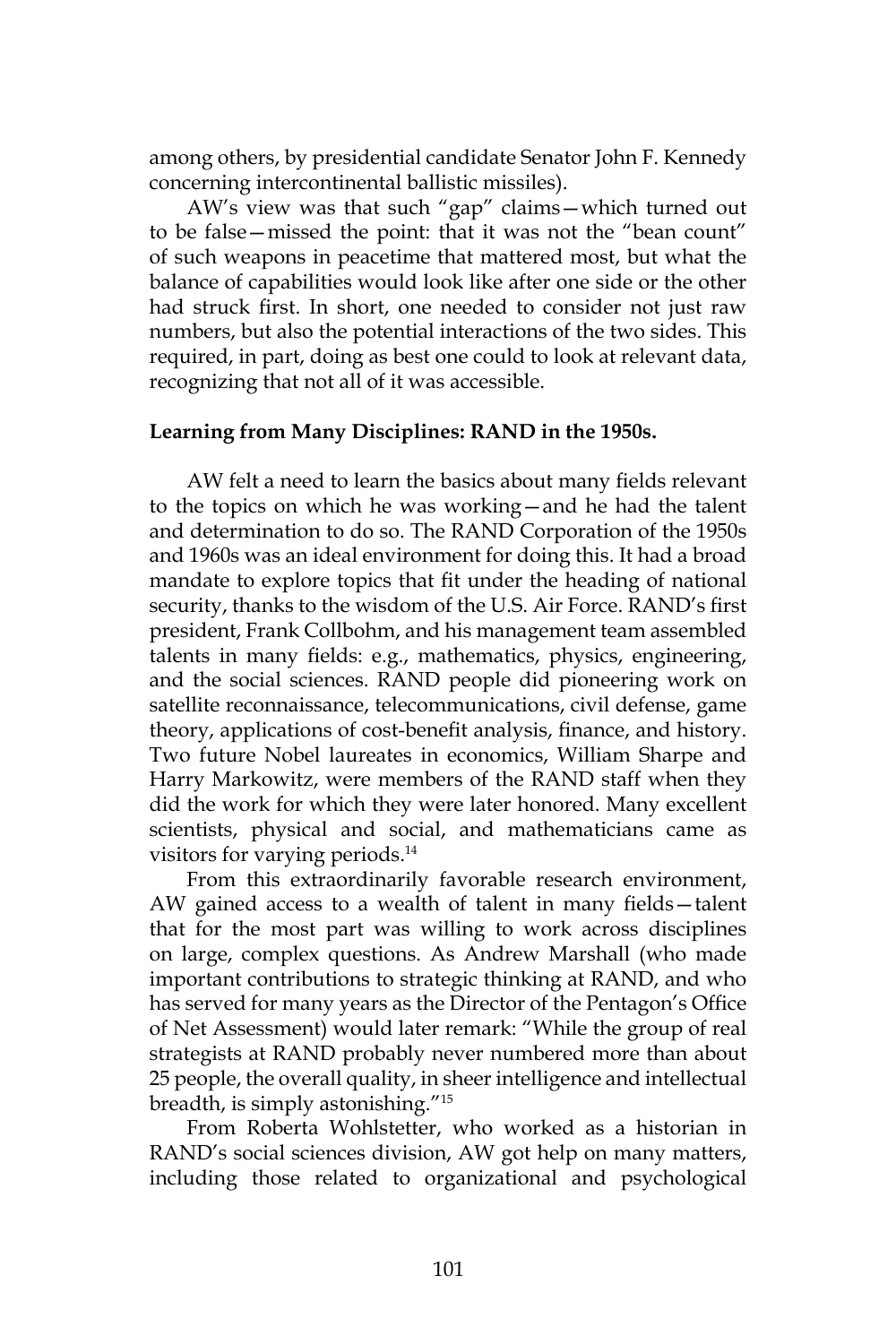among others, by presidential candidate Senator John F. Kennedy concerning intercontinental ballistic missiles).

AW's view was that such "gap" claims—which turned out to be false—missed the point: that it was not the "bean count" of such weapons in peacetime that mattered most, but what the balance of capabilities would look like after one side or the other had struck first. In short, one needed to consider not just raw numbers, but also the potential interactions of the two sides. This required, in part, doing as best one could to look at relevant data, recognizing that not all of it was accessible.

**Learning from Many Disciplines: RAND in the 1950s.**

AW felt a need to learn the basics about many fields relevant to the topics on which he was working—and he had the talent and determination to do so. The RAND Corporation of the 1950s and 1960s was an ideal environment for doing this. It had a broad mandate to explore topics that fit under the heading of national security, thanks to the wisdom of the U.S. Air Force. RAND's first president, Frank Collbohm, and his management team assembled talents in many fields: e.g., mathematics, physics, engineering, and the social sciences. RAND people did pioneering work on satellite reconnaissance, telecommunications, civil defense, game theory, applications of cost-benefit analysis, finance, and history. Two future Nobel laureates in economics, William Sharpe and Harry Markowitz, were members of the RAND staff when they did the work for which they were later honored. Many excellent scientists, physical and social, and mathematicians came as visitors for varying periods.[14]

From this extraordinarily favorable research environment, AW gained access to a wealth of talent in many fields—talent that for the most part was willing to work across disciplines on large, complex questions. As Andrew Marshall (who made important contributions to strategic thinking at RAND, and who has served for many years as the Director of the Pentagon's Office of Net Assessment) would later remark: "While the group of real strategists at RAND probably never numbered more than about 25 people, the overall quality, in sheer intelligence and intellectual breadth, is simply astonishing."[15]

From Roberta Wohlstetter, who worked as a historian in RAND's social sciences division, AW got help on many matters, including those related to organizational and psychological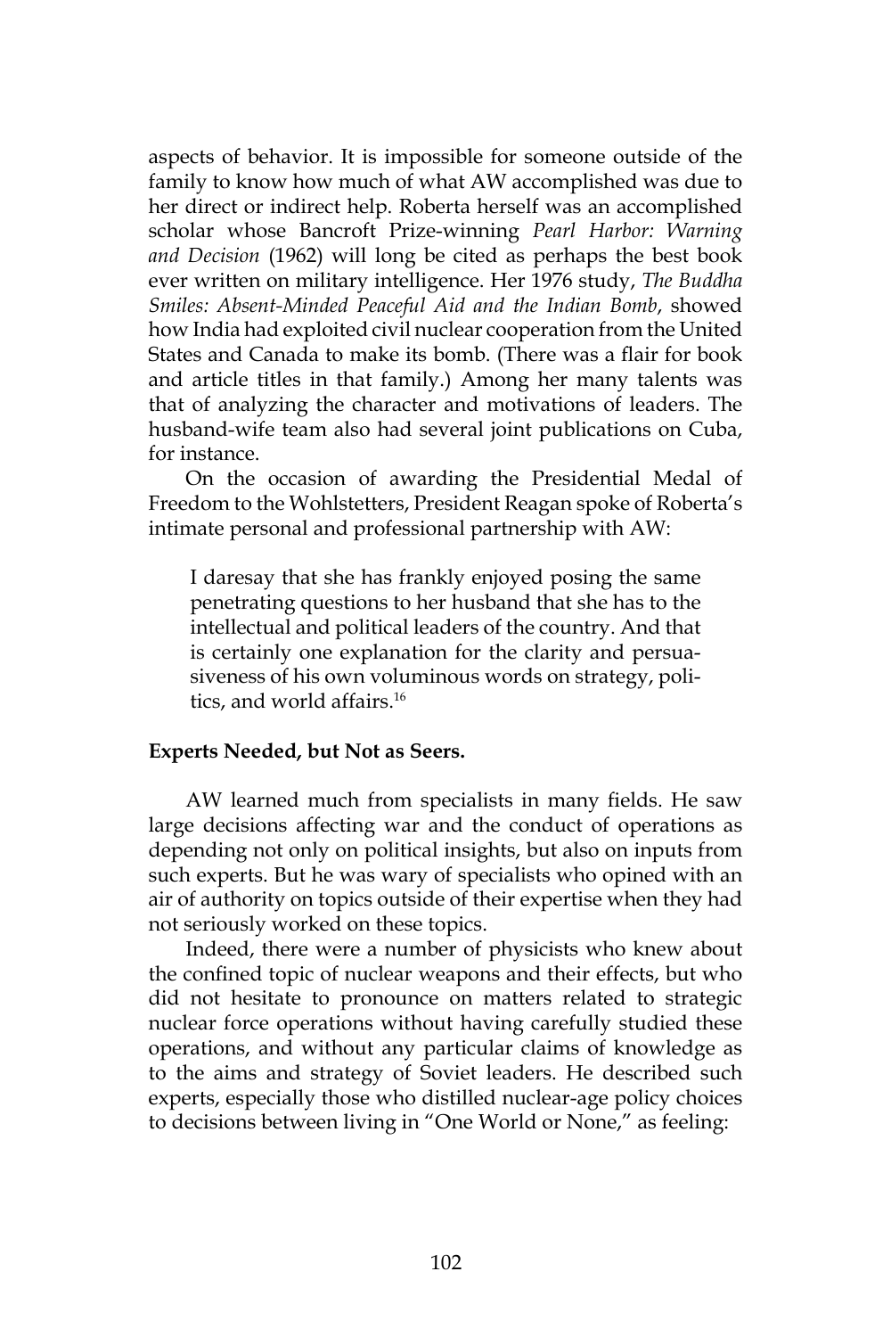aspects of behavior. It is impossible for someone outside of the family to know how much of what AW accomplished was due to her direct or indirect help. Roberta herself was an accomplished scholar whose Bancroft Prize-winning *Pearl Harbor: Warning and Decision* (1962) will long be cited as perhaps the best book ever written on military intelligence. Her 1976 study, *The Buddha Smiles: Absent-Minded Peaceful Aid and the Indian Bomb*, showed how India had exploited civil nuclear cooperation from the United States and Canada to make its bomb. (There was a flair for book and article titles in that family.) Among her many talents was that of analyzing the character and motivations of leaders. The husband-wife team also had several joint publications on Cuba, for instance.

On the occasion of awarding the Presidential Medal of Freedom to the Wohlstetters, President Reagan spoke of Roberta's intimate personal and professional partnership with AW:

> I daresay that she has frankly enjoyed posing the same penetrating questions to her husband that she has to the intellectual and political leaders of the country. And that is certainly one explanation for the clarity and persuasiveness of his own voluminous words on strategy, politics, and world affairs.[16]

**Experts Needed, but Not as Seers.**

AW learned much from specialists in many fields. He saw large decisions affecting war and the conduct of operations as depending not only on political insights, but also on inputs from such experts. But he was wary of specialists who opined with an air of authority on topics outside of their expertise when they had not seriously worked on these topics.

Indeed, there were a number of physicists who knew about the confined topic of nuclear weapons and their effects, but who did not hesitate to pronounce on matters related to strategic nuclear force operations without having carefully studied these operations, and without any particular claims of knowledge as to the aims and strategy of Soviet leaders. He described such experts, especially those who distilled nuclear-age policy choices to decisions between living in "One World or None," as feeling: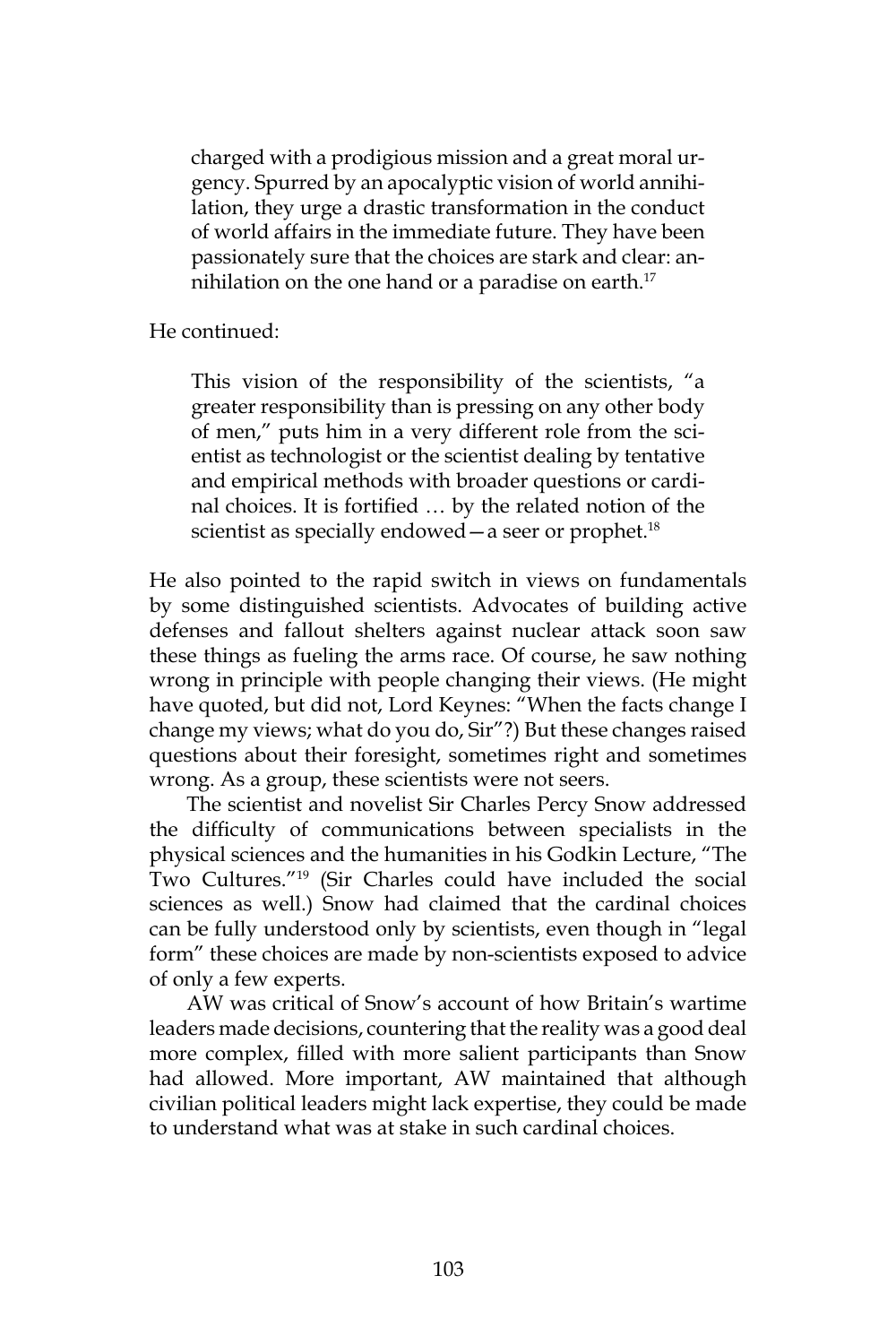> charged with a prodigious mission and a great moral urgency. Spurred by an apocalyptic vision of world annihilation, they urge a drastic transformation in the conduct of world affairs in the immediate future. They have been passionately sure that the choices are stark and clear: annihilation on the one hand or a paradise on earth.[17]

He continued:

> This vision of the responsibility of the scientists, "a greater responsibility than is pressing on any other body of men," puts him in a very different role from the scientist as technologist or the scientist dealing by tentative and empirical methods with broader questions or cardinal choices. It is fortified … by the related notion of the scientist as specially endowed—a seer or prophet.[18]

He also pointed to the rapid switch in views on fundamentals by some distinguished scientists. Advocates of building active defenses and fallout shelters against nuclear attack soon saw these things as fueling the arms race. Of course, he saw nothing wrong in principle with people changing their views. (He might have quoted, but did not, Lord Keynes: "When the facts change I change my views; what do you do, Sir"?) But these changes raised questions about their foresight, sometimes right and sometimes wrong. As a group, these scientists were not seers.

The scientist and novelist Sir Charles Percy Snow addressed the difficulty of communications between specialists in the physical sciences and the humanities in his Godkin Lecture, "The Two Cultures."[19] (Sir Charles could have included the social sciences as well.) Snow had claimed that the cardinal choices can be fully understood only by scientists, even though in "legal form" these choices are made by non-scientists exposed to advice of only a few experts.

AW was critical of Snow's account of how Britain's wartime leaders made decisions, countering that the reality was a good deal more complex, filled with more salient participants than Snow had allowed. More important, AW maintained that although civilian political leaders might lack expertise, they could be made to understand what was at stake in such cardinal choices.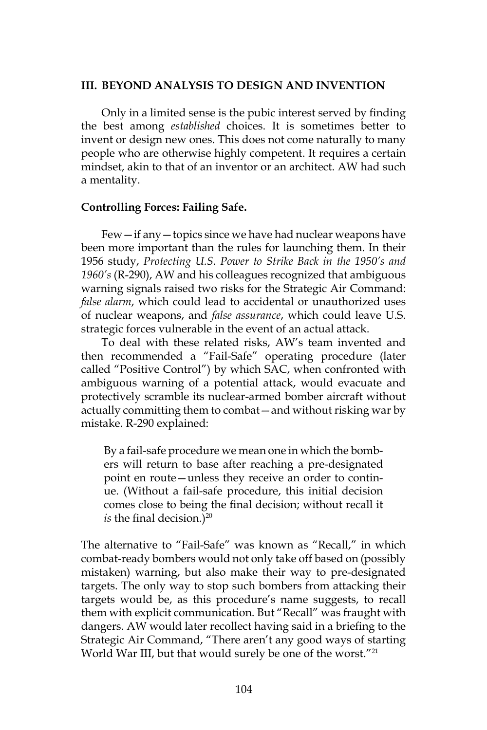## III. BEYOND ANALYSIS TO DESIGN AND INVENTION

Only in a limited sense is the pubic interest served by finding the best among *established* choices. It is sometimes better to invent or design new ones. This does not come naturally to many people who are otherwise highly competent. It requires a certain mindset, akin to that of an inventor or an architect. AW had such a mentality.

### Controlling Forces: Failing Safe.

Few—if any—topics since we have had nuclear weapons have been more important than the rules for launching them. In their 1956 study, *Protecting U.S. Power to Strike Back in the 1950's and 1960's* (R-290), AW and his colleagues recognized that ambiguous warning signals raised two risks for the Strategic Air Command: *false alarm*, which could lead to accidental or unauthorized uses of nuclear weapons, and *false assurance*, which could leave U.S. strategic forces vulnerable in the event of an actual attack.

To deal with these related risks, AW's team invented and then recommended a "Fail-Safe" operating procedure (later called "Positive Control") by which SAC, when confronted with ambiguous warning of a potential attack, would evacuate and protectively scramble its nuclear-armed bomber aircraft without actually committing them to combat—and without risking war by mistake. R-290 explained:

> By a fail-safe procedure we mean one in which the bombers will return to base after reaching a pre-designated point en route—unless they receive an order to continue. (Without a fail-safe procedure, this initial decision comes close to being the final decision; without recall it *is* the final decision.)[20]

The alternative to "Fail-Safe" was known as "Recall," in which combat-ready bombers would not only take off based on (possibly mistaken) warning, but also make their way to pre-designated targets. The only way to stop such bombers from attacking their targets would be, as this procedure's name suggests, to recall them with explicit communication. But "Recall" was fraught with dangers. AW would later recollect having said in a briefing to the Strategic Air Command, "There aren't any good ways of starting World War III, but that would surely be one of the worst."[21]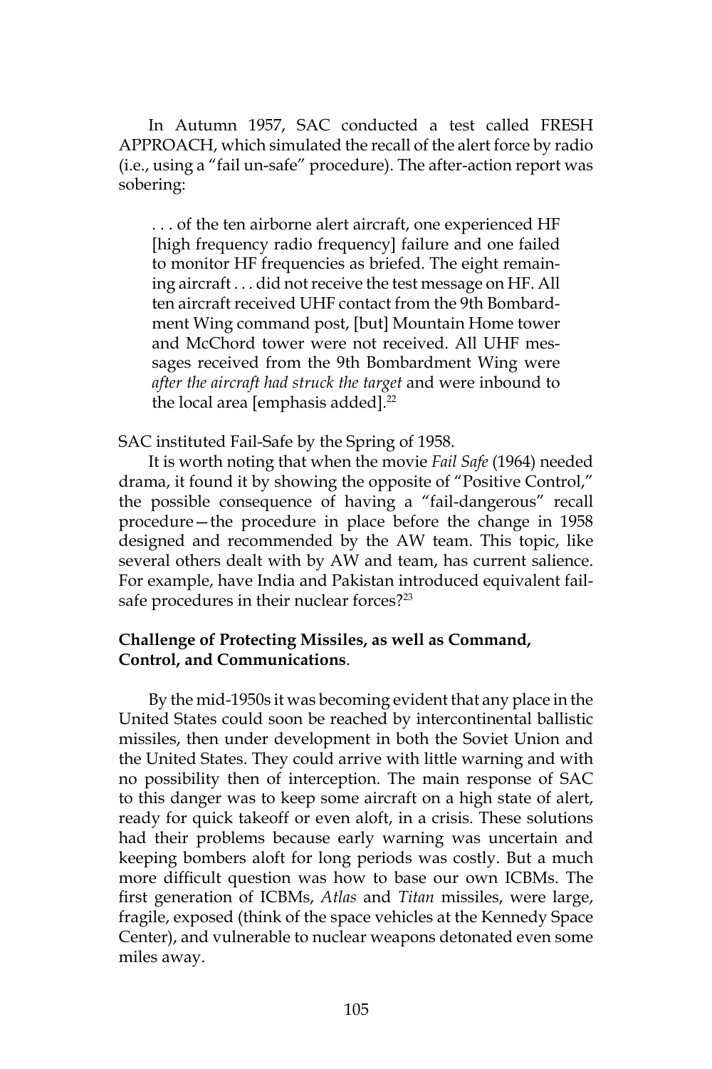In Autumn 1957, SAC conducted a test called FRESH APPROACH, which simulated the recall of the alert force by radio (i.e., using a "fail un-safe" procedure). The after-action report was sobering:

> . . . of the ten airborne alert aircraft, one experienced HF [high frequency radio frequency] failure and one failed to monitor HF frequencies as briefed. The eight remaining aircraft . . . did not receive the test message on HF. All ten aircraft received UHF contact from the 9th Bombardment Wing command post, [but] Mountain Home tower and McChord tower were not received. All UHF messages received from the 9th Bombardment Wing were *after the aircraft had struck the target* and were inbound to the local area [emphasis added].[22]

SAC instituted Fail-Safe by the Spring of 1958.

It is worth noting that when the movie *Fail Safe* (1964) needed drama, it found it by showing the opposite of "Positive Control," the possible consequence of having a "fail-dangerous" recall procedure—the procedure in place before the change in 1958 designed and recommended by the AW team. This topic, like several others dealt with by AW and team, has current salience. For example, have India and Pakistan introduced equivalent fail-safe procedures in their nuclear forces?[23]

**Challenge of Protecting Missiles, as well as Command, Control, and Communications**.

By the mid-1950s it was becoming evident that any place in the United States could soon be reached by intercontinental ballistic missiles, then under development in both the Soviet Union and the United States. They could arrive with little warning and with no possibility then of interception. The main response of SAC to this danger was to keep some aircraft on a high state of alert, ready for quick takeoff or even aloft, in a crisis. These solutions had their problems because early warning was uncertain and keeping bombers aloft for long periods was costly. But a much more difficult question was how to base our own ICBMs. The first generation of ICBMs, *Atlas* and *Titan* missiles, were large, fragile, exposed (think of the space vehicles at the Kennedy Space Center), and vulnerable to nuclear weapons detonated even some miles away.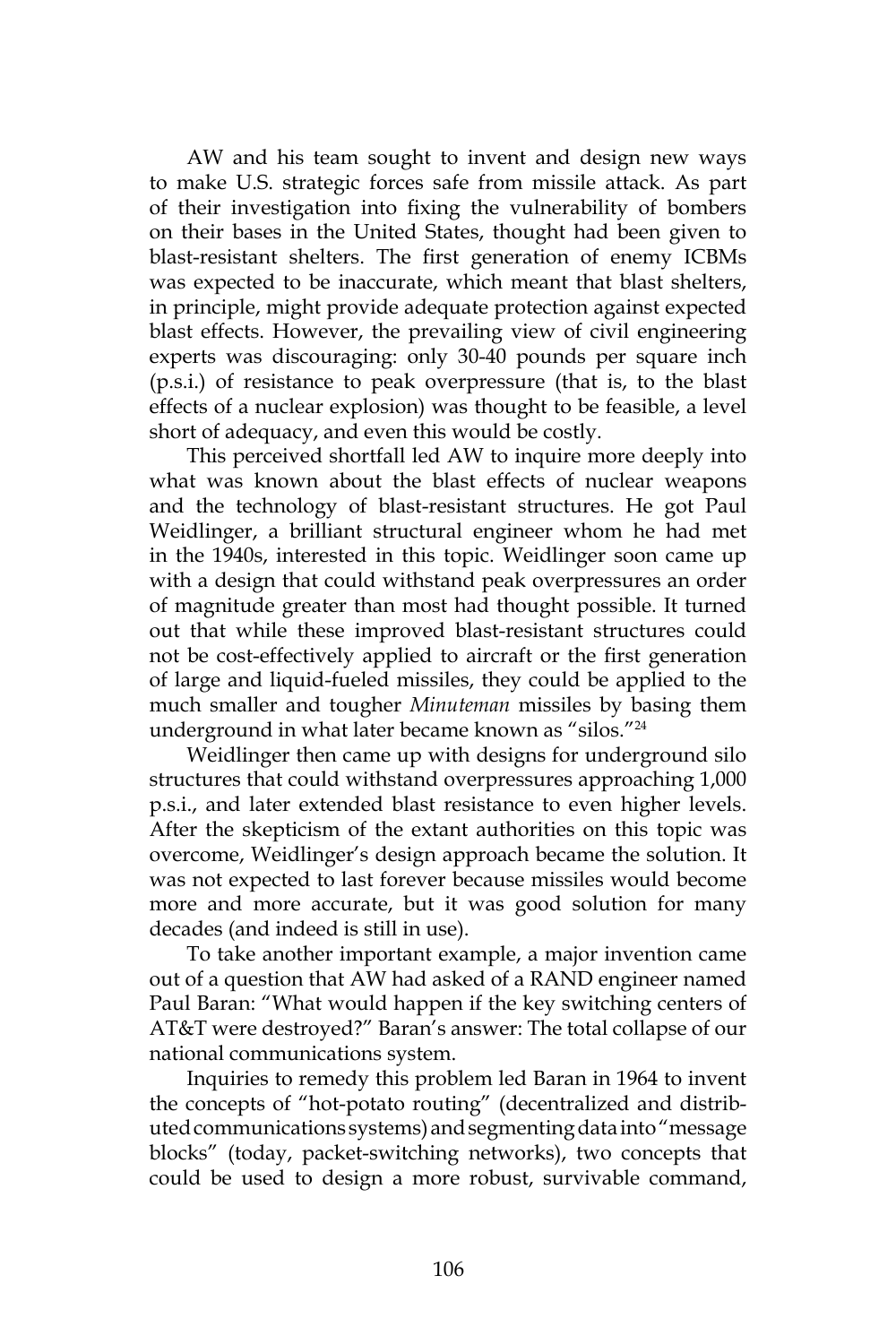AW and his team sought to invent and design new ways to make U.S. strategic forces safe from missile attack. As part of their investigation into fixing the vulnerability of bombers on their bases in the United States, thought had been given to blast-resistant shelters. The first generation of enemy ICBMs was expected to be inaccurate, which meant that blast shelters, in principle, might provide adequate protection against expected blast effects. However, the prevailing view of civil engineering experts was discouraging: only 30-40 pounds per square inch (p.s.i.) of resistance to peak overpressure (that is, to the blast effects of a nuclear explosion) was thought to be feasible, a level short of adequacy, and even this would be costly.

This perceived shortfall led AW to inquire more deeply into what was known about the blast effects of nuclear weapons and the technology of blast-resistant structures. He got Paul Weidlinger, a brilliant structural engineer whom he had met in the 1940s, interested in this topic. Weidlinger soon came up with a design that could withstand peak overpressures an order of magnitude greater than most had thought possible. It turned out that while these improved blast-resistant structures could not be cost-effectively applied to aircraft or the first generation of large and liquid-fueled missiles, they could be applied to the much smaller and tougher *Minuteman* missiles by basing them underground in what later became known as "silos."[24]

Weidlinger then came up with designs for underground silo structures that could withstand overpressures approaching 1,000 p.s.i., and later extended blast resistance to even higher levels. After the skepticism of the extant authorities on this topic was overcome, Weidlinger's design approach became the solution. It was not expected to last forever because missiles would become more and more accurate, but it was good solution for many decades (and indeed is still in use).

To take another important example, a major invention came out of a question that AW had asked of a RAND engineer named Paul Baran: "What would happen if the key switching centers of AT&T were destroyed?" Baran's answer: The total collapse of our national communications system.

Inquiries to remedy this problem led Baran in 1964 to invent the concepts of "hot-potato routing" (decentralized and distributed communications systems) and segmenting data into "message blocks" (today, packet-switching networks), two concepts that could be used to design a more robust, survivable command,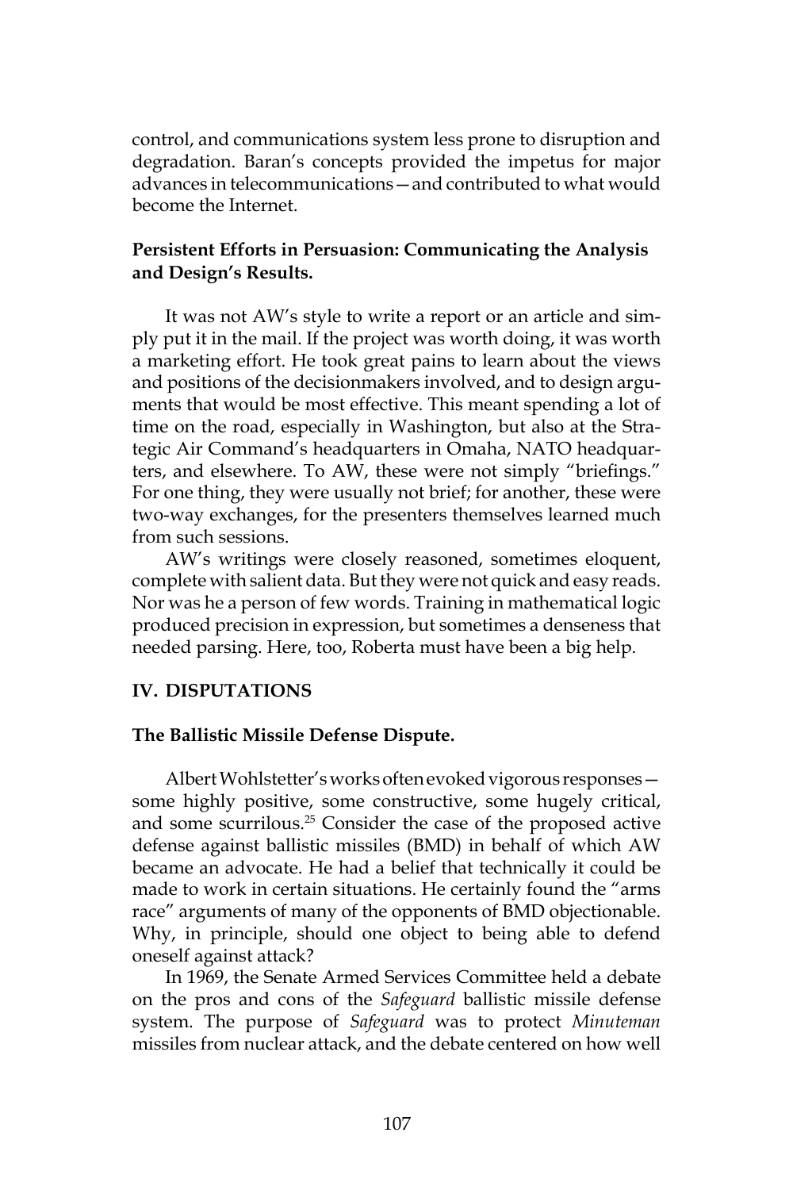control, and communications system less prone to disruption and degradation. Baran's concepts provided the impetus for major advances in telecommunications—and contributed to what would become the Internet.

### Persistent Efforts in Persuasion: Communicating the Analysis and Design's Results.

It was not AW's style to write a report or an article and simply put it in the mail. If the project was worth doing, it was worth a marketing effort. He took great pains to learn about the views and positions of the decisionmakers involved, and to design arguments that would be most effective. This meant spending a lot of time on the road, especially in Washington, but also at the Strategic Air Command's headquarters in Omaha, NATO headquarters, and elsewhere. To AW, these were not simply "briefings." For one thing, they were usually not brief; for another, these were two-way exchanges, for the presenters themselves learned much from such sessions.

AW's writings were closely reasoned, sometimes eloquent, complete with salient data. But they were not quick and easy reads. Nor was he a person of few words. Training in mathematical logic produced precision in expression, but sometimes a denseness that needed parsing. Here, too, Roberta must have been a big help.

## IV. DISPUTATIONS

### The Ballistic Missile Defense Dispute.

Albert Wohlstetter's works often evoked vigorous responses—some highly positive, some constructive, some hugely critical, and some scurrilous.[25] Consider the case of the proposed active defense against ballistic missiles (BMD) in behalf of which AW became an advocate. He had a belief that technically it could be made to work in certain situations. He certainly found the "arms race" arguments of many of the opponents of BMD objectionable. Why, in principle, should one object to being able to defend oneself against attack?

In 1969, the Senate Armed Services Committee held a debate on the pros and cons of the *Safeguard* ballistic missile defense system. The purpose of *Safeguard* was to protect *Minuteman* missiles from nuclear attack, and the debate centered on how well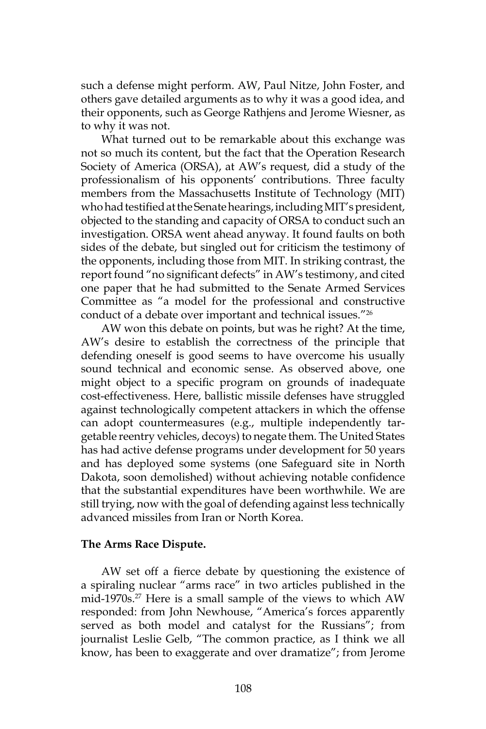such a defense might perform. AW, Paul Nitze, John Foster, and others gave detailed arguments as to why it was a good idea, and their opponents, such as George Rathjens and Jerome Wiesner, as to why it was not.

What turned out to be remarkable about this exchange was not so much its content, but the fact that the Operation Research Society of America (ORSA), at AW's request, did a study of the professionalism of his opponents' contributions. Three faculty members from the Massachusetts Institute of Technology (MIT) who had testified at the Senate hearings, including MIT's president, objected to the standing and capacity of ORSA to conduct such an investigation. ORSA went ahead anyway. It found faults on both sides of the debate, but singled out for criticism the testimony of the opponents, including those from MIT. In striking contrast, the report found "no significant defects" in AW's testimony, and cited one paper that he had submitted to the Senate Armed Services Committee as "a model for the professional and constructive conduct of a debate over important and technical issues."[26]

AW won this debate on points, but was he right? At the time, AW's desire to establish the correctness of the principle that defending oneself is good seems to have overcome his usually sound technical and economic sense. As observed above, one might object to a specific program on grounds of inadequate cost-effectiveness. Here, ballistic missile defenses have struggled against technologically competent attackers in which the offense can adopt countermeasures (e.g., multiple independently targetable reentry vehicles, decoys) to negate them. The United States has had active defense programs under development for 50 years and has deployed some systems (one Safeguard site in North Dakota, soon demolished) without achieving notable confidence that the substantial expenditures have been worthwhile. We are still trying, now with the goal of defending against less technically advanced missiles from Iran or North Korea.

**The Arms Race Dispute.**

AW set off a fierce debate by questioning the existence of a spiraling nuclear "arms race" in two articles published in the mid-1970s.[27] Here is a small sample of the views to which AW responded: from John Newhouse, "America's forces apparently served as both model and catalyst for the Russians"; from journalist Leslie Gelb, "The common practice, as I think we all know, has been to exaggerate and over dramatize"; from Jerome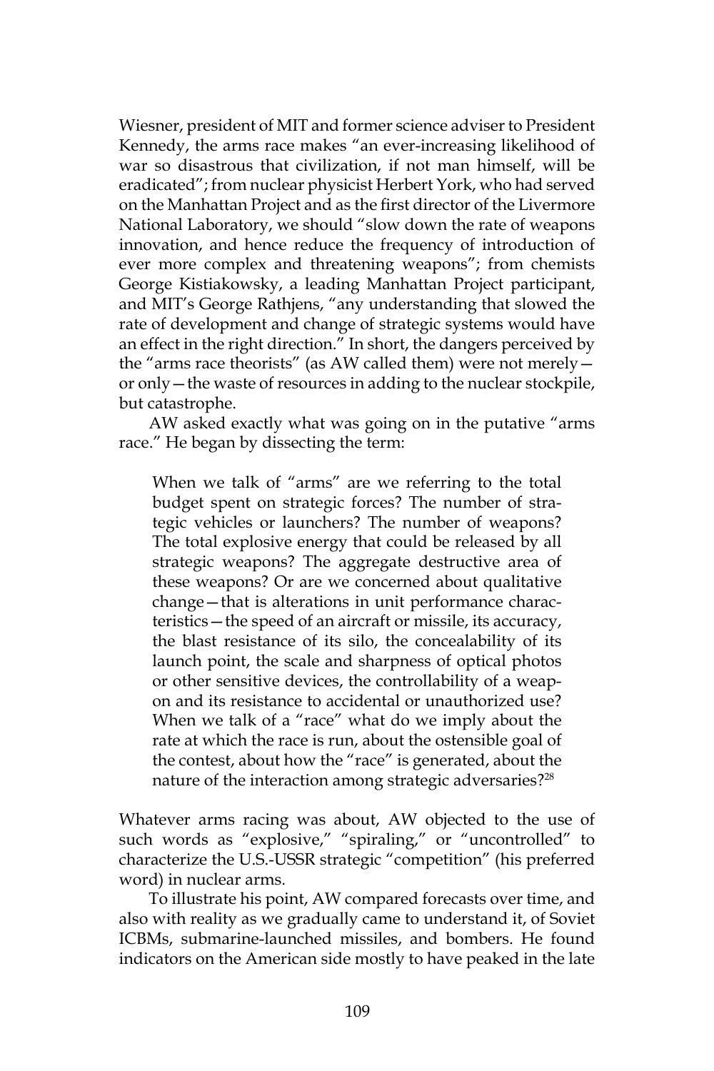Wiesner, president of MIT and former science adviser to President Kennedy, the arms race makes "an ever-increasing likelihood of war so disastrous that civilization, if not man himself, will be eradicated"; from nuclear physicist Herbert York, who had served on the Manhattan Project and as the first director of the Livermore National Laboratory, we should "slow down the rate of weapons innovation, and hence reduce the frequency of introduction of ever more complex and threatening weapons"; from chemists George Kistiakowsky, a leading Manhattan Project participant, and MIT's George Rathjens, "any understanding that slowed the rate of development and change of strategic systems would have an effect in the right direction." In short, the dangers perceived by the "arms race theorists" (as AW called them) were not merely—or only—the waste of resources in adding to the nuclear stockpile, but catastrophe.

AW asked exactly what was going on in the putative "arms race." He began by dissecting the term:

> When we talk of "arms" are we referring to the total budget spent on strategic forces? The number of strategic vehicles or launchers? The number of weapons? The total explosive energy that could be released by all strategic weapons? The aggregate destructive area of these weapons? Or are we concerned about qualitative change—that is alterations in unit performance characteristics—the speed of an aircraft or missile, its accuracy, the blast resistance of its silo, the concealability of its launch point, the scale and sharpness of optical photos or other sensitive devices, the controllability of a weapon and its resistance to accidental or unauthorized use? When we talk of a "race" what do we imply about the rate at which the race is run, about the ostensible goal of the contest, about how the "race" is generated, about the nature of the interaction among strategic adversaries?[28]

Whatever arms racing was about, AW objected to the use of such words as "explosive," "spiraling," or "uncontrolled" to characterize the U.S.-USSR strategic "competition" (his preferred word) in nuclear arms.

To illustrate his point, AW compared forecasts over time, and also with reality as we gradually came to understand it, of Soviet ICBMs, submarine-launched missiles, and bombers. He found indicators on the American side mostly to have peaked in the late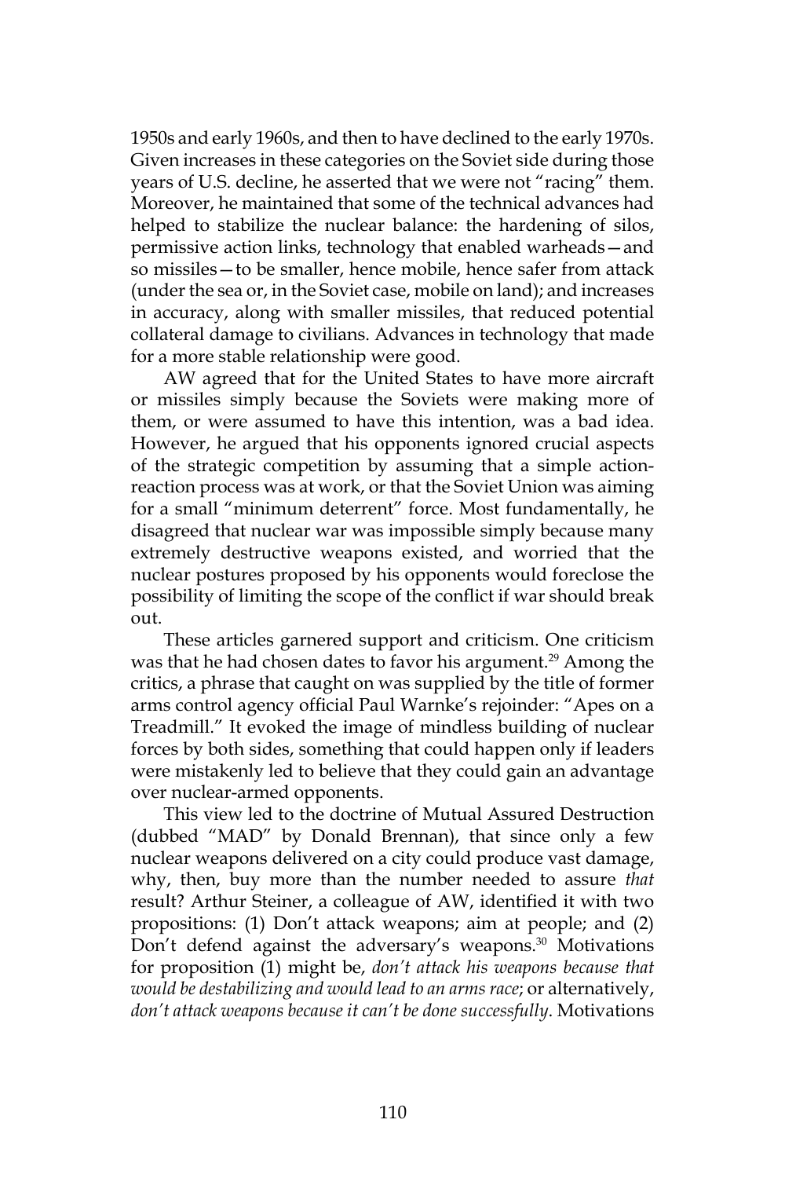1950s and early 1960s, and then to have declined to the early 1970s. Given increases in these categories on the Soviet side during those years of U.S. decline, he asserted that we were not "racing" them. Moreover, he maintained that some of the technical advances had helped to stabilize the nuclear balance: the hardening of silos, permissive action links, technology that enabled warheads—and so missiles—to be smaller, hence mobile, hence safer from attack (under the sea or, in the Soviet case, mobile on land); and increases in accuracy, along with smaller missiles, that reduced potential collateral damage to civilians. Advances in technology that made for a more stable relationship were good.

AW agreed that for the United States to have more aircraft or missiles simply because the Soviets were making more of them, or were assumed to have this intention, was a bad idea. However, he argued that his opponents ignored crucial aspects of the strategic competition by assuming that a simple action-reaction process was at work, or that the Soviet Union was aiming for a small "minimum deterrent" force. Most fundamentally, he disagreed that nuclear war was impossible simply because many extremely destructive weapons existed, and worried that the nuclear postures proposed by his opponents would foreclose the possibility of limiting the scope of the conflict if war should break out.

These articles garnered support and criticism. One criticism was that he had chosen dates to favor his argument.[29] Among the critics, a phrase that caught on was supplied by the title of former arms control agency official Paul Warnke's rejoinder: "Apes on a Treadmill." It evoked the image of mindless building of nuclear forces by both sides, something that could happen only if leaders were mistakenly led to believe that they could gain an advantage over nuclear-armed opponents.

This view led to the doctrine of Mutual Assured Destruction (dubbed "MAD" by Donald Brennan), that since only a few nuclear weapons delivered on a city could produce vast damage, why, then, buy more than the number needed to assure *that* result? Arthur Steiner, a colleague of AW, identified it with two propositions: (1) Don't attack weapons; aim at people; and (2) Don't defend against the adversary's weapons.[30] Motivations for proposition (1) might be, *don't attack his weapons because that would be destabilizing and would lead to an arms race*; or alternatively, *don't attack weapons because it can't be done successfully*. Motivations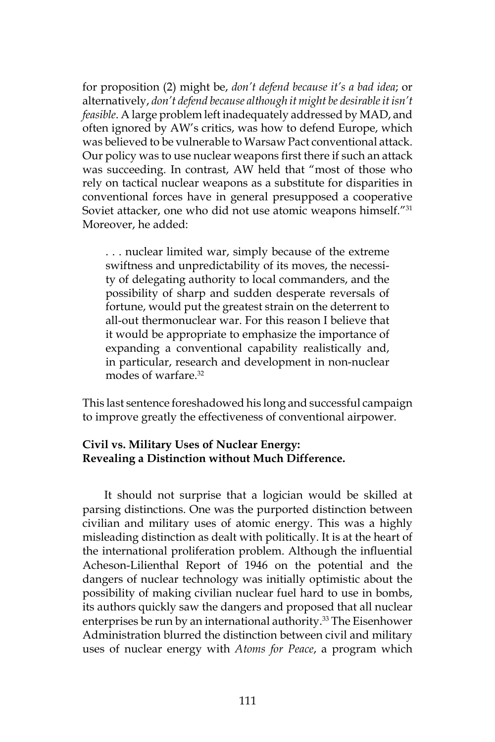for proposition (2) might be, *don't defend because it's a bad idea*; or alternatively, *don't defend because although it might be desirable it isn't feasible*. A large problem left inadequately addressed by MAD, and often ignored by AW's critics, was how to defend Europe, which was believed to be vulnerable to Warsaw Pact conventional attack. Our policy was to use nuclear weapons first there if such an attack was succeeding. In contrast, AW held that "most of those who rely on tactical nuclear weapons as a substitute for disparities in conventional forces have in general presupposed a cooperative Soviet attacker, one who did not use atomic weapons himself."[31] Moreover, he added:

> . . . nuclear limited war, simply because of the extreme swiftness and unpredictability of its moves, the necessity of delegating authority to local commanders, and the possibility of sharp and sudden desperate reversals of fortune, would put the greatest strain on the deterrent to all-out thermonuclear war. For this reason I believe that it would be appropriate to emphasize the importance of expanding a conventional capability realistically and, in particular, research and development in non-nuclear modes of warfare.[32]

This last sentence foreshadowed his long and successful campaign to improve greatly the effectiveness of conventional airpower.

### Civil vs. Military Uses of Nuclear Energy: Revealing a Distinction without Much Difference.

It should not surprise that a logician would be skilled at parsing distinctions. One was the purported distinction between civilian and military uses of atomic energy. This was a highly misleading distinction as dealt with politically. It is at the heart of the international proliferation problem. Although the influential Acheson-Lilienthal Report of 1946 on the potential and the dangers of nuclear technology was initially optimistic about the possibility of making civilian nuclear fuel hard to use in bombs, its authors quickly saw the dangers and proposed that all nuclear enterprises be run by an international authority.[33] The Eisenhower Administration blurred the distinction between civil and military uses of nuclear energy with *Atoms for Peace*, a program which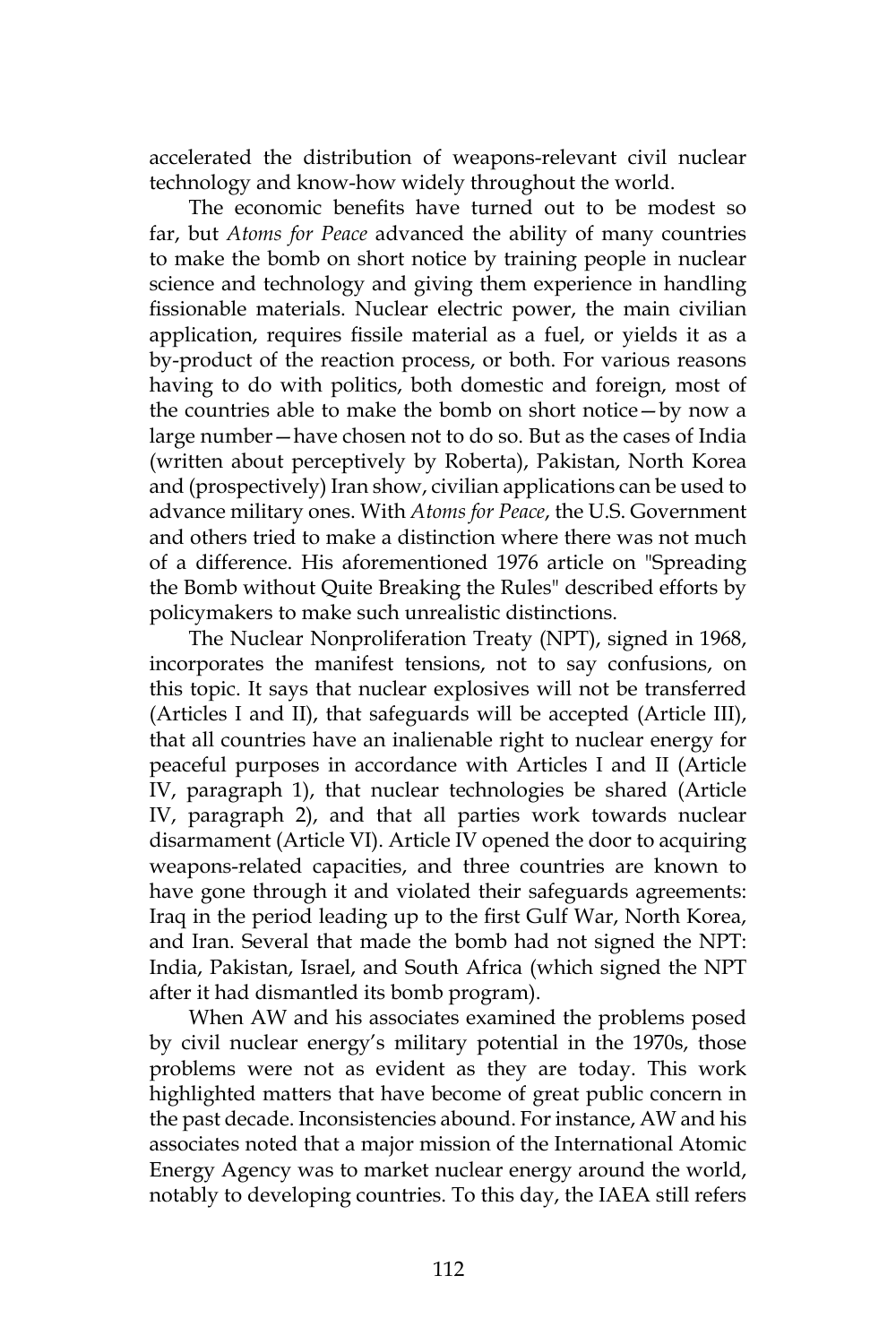accelerated the distribution of weapons-relevant civil nuclear technology and know-how widely throughout the world.

The economic benefits have turned out to be modest so far, but *Atoms for Peace* advanced the ability of many countries to make the bomb on short notice by training people in nuclear science and technology and giving them experience in handling fissionable materials. Nuclear electric power, the main civilian application, requires fissile material as a fuel, or yields it as a by-product of the reaction process, or both. For various reasons having to do with politics, both domestic and foreign, most of the countries able to make the bomb on short notice—by now a large number—have chosen not to do so. But as the cases of India (written about perceptively by Roberta), Pakistan, North Korea and (prospectively) Iran show, civilian applications can be used to advance military ones. With *Atoms for Peace*, the U.S. Government and others tried to make a distinction where there was not much of a difference. His aforementioned 1976 article on "Spreading the Bomb without Quite Breaking the Rules" described efforts by policymakers to make such unrealistic distinctions.

The Nuclear Nonproliferation Treaty (NPT), signed in 1968, incorporates the manifest tensions, not to say confusions, on this topic. It says that nuclear explosives will not be transferred (Articles I and II), that safeguards will be accepted (Article III), that all countries have an inalienable right to nuclear energy for peaceful purposes in accordance with Articles I and II (Article IV, paragraph 1), that nuclear technologies be shared (Article IV, paragraph 2), and that all parties work towards nuclear disarmament (Article VI). Article IV opened the door to acquiring weapons-related capacities, and three countries are known to have gone through it and violated their safeguards agreements: Iraq in the period leading up to the first Gulf War, North Korea, and Iran. Several that made the bomb had not signed the NPT: India, Pakistan, Israel, and South Africa (which signed the NPT after it had dismantled its bomb program).

When AW and his associates examined the problems posed by civil nuclear energy's military potential in the 1970s, those problems were not as evident as they are today. This work highlighted matters that have become of great public concern in the past decade. Inconsistencies abound. For instance, AW and his associates noted that a major mission of the International Atomic Energy Agency was to market nuclear energy around the world, notably to developing countries. To this day, the IAEA still refers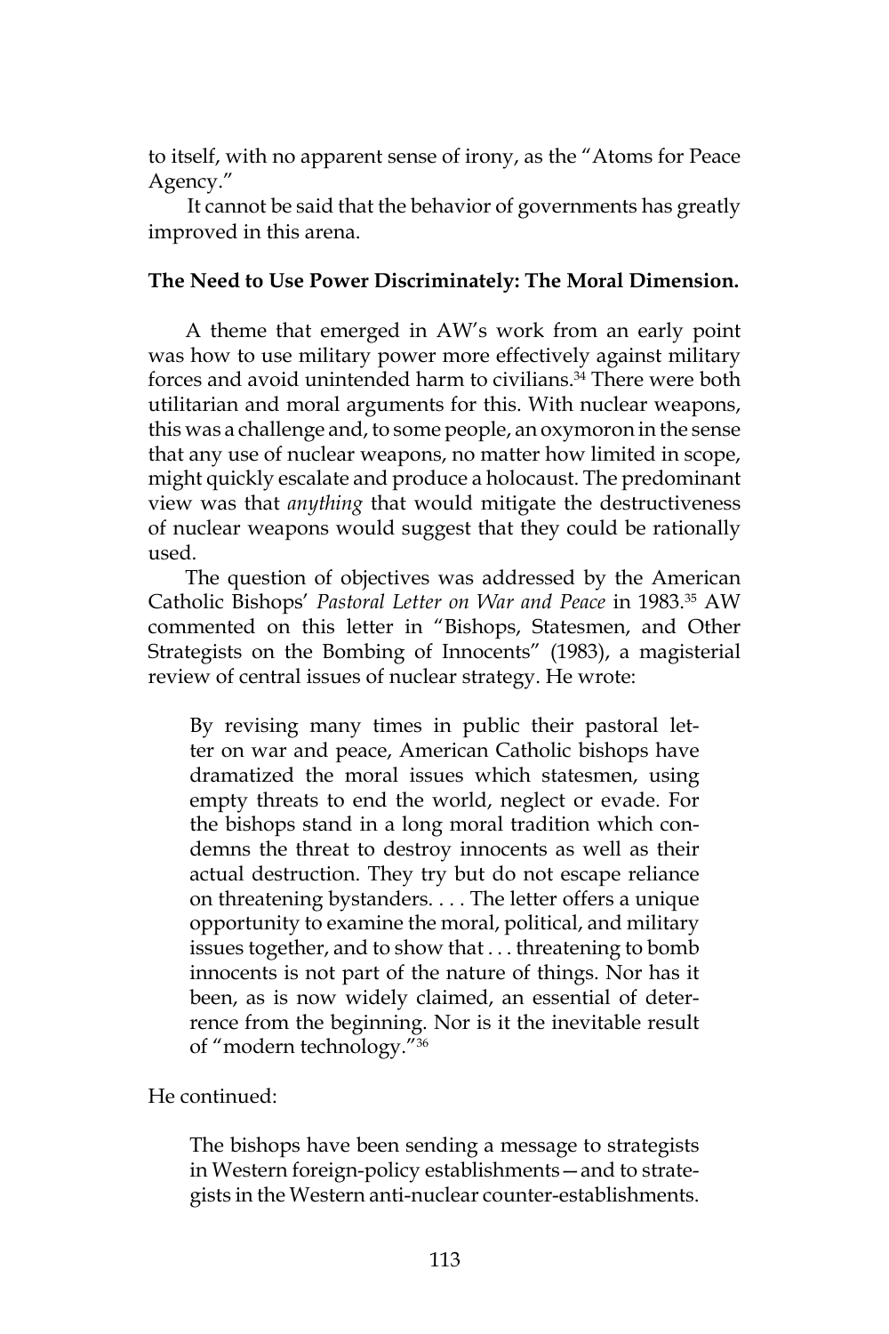to itself, with no apparent sense of irony, as the "Atoms for Peace Agency."

It cannot be said that the behavior of governments has greatly improved in this arena.

**The Need to Use Power Discriminately: The Moral Dimension.**

A theme that emerged in AW's work from an early point was how to use military power more effectively against military forces and avoid unintended harm to civilians.[34] There were both utilitarian and moral arguments for this. With nuclear weapons, this was a challenge and, to some people, an oxymoron in the sense that any use of nuclear weapons, no matter how limited in scope, might quickly escalate and produce a holocaust. The predominant view was that *anything* that would mitigate the destructiveness of nuclear weapons would suggest that they could be rationally used.

The question of objectives was addressed by the American Catholic Bishops' *Pastoral Letter on War and Peace* in 1983.[35] AW commented on this letter in "Bishops, Statesmen, and Other Strategists on the Bombing of Innocents" (1983), a magisterial review of central issues of nuclear strategy. He wrote:

> By revising many times in public their pastoral letter on war and peace, American Catholic bishops have dramatized the moral issues which statesmen, using empty threats to end the world, neglect or evade. For the bishops stand in a long moral tradition which condemns the threat to destroy innocents as well as their actual destruction. They try but do not escape reliance on threatening bystanders. . . . The letter offers a unique opportunity to examine the moral, political, and military issues together, and to show that . . . threatening to bomb innocents is not part of the nature of things. Nor has it been, as is now widely claimed, an essential of deterrence from the beginning. Nor is it the inevitable result of "modern technology."[36]

He continued:

> The bishops have been sending a message to strategists in Western foreign-policy establishments—and to strategists in the Western anti-nuclear counter-establishments.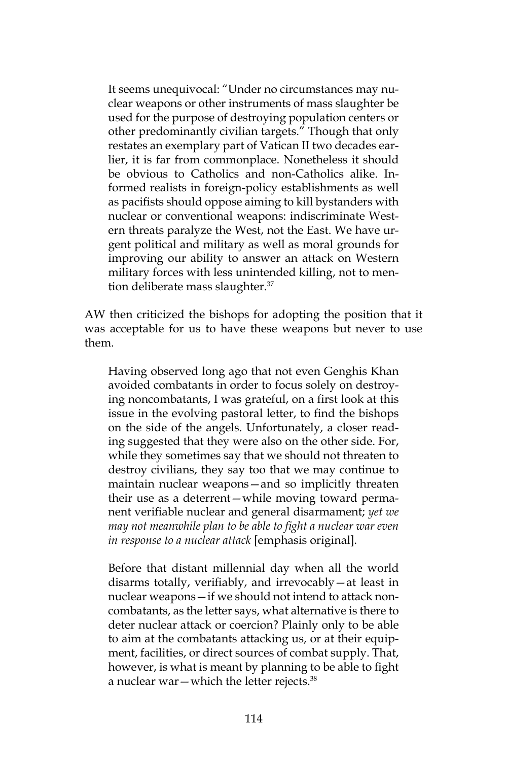> It seems unequivocal: "Under no circumstances may nuclear weapons or other instruments of mass slaughter be used for the purpose of destroying population centers or other predominantly civilian targets." Though that only restates an exemplary part of Vatican II two decades earlier, it is far from commonplace. Nonetheless it should be obvious to Catholics and non-Catholics alike. Informed realists in foreign-policy establishments as well as pacifists should oppose aiming to kill bystanders with nuclear or conventional weapons: indiscriminate Western threats paralyze the West, not the East. We have urgent political and military as well as moral grounds for improving our ability to answer an attack on Western military forces with less unintended killing, not to mention deliberate mass slaughter.[37]

AW then criticized the bishops for adopting the position that it was acceptable for us to have these weapons but never to use them.

> Having observed long ago that not even Genghis Khan avoided combatants in order to focus solely on destroying noncombatants, I was grateful, on a first look at this issue in the evolving pastoral letter, to find the bishops on the side of the angels. Unfortunately, a closer reading suggested that they were also on the other side. For, while they sometimes say that we should not threaten to destroy civilians, they say too that we may continue to maintain nuclear weapons—and so implicitly threaten their use as a deterrent—while moving toward permanent verifiable nuclear and general disarmament; *yet we may not meanwhile plan to be able to fight a nuclear war even in response to a nuclear attack* [emphasis original].
>
> Before that distant millennial day when all the world disarms totally, verifiably, and irrevocably—at least in nuclear weapons—if we should not intend to attack noncombatants, as the letter says, what alternative is there to deter nuclear attack or coercion? Plainly only to be able to aim at the combatants attacking us, or at their equipment, facilities, or direct sources of combat supply. That, however, is what is meant by planning to be able to fight a nuclear war—which the letter rejects.[38]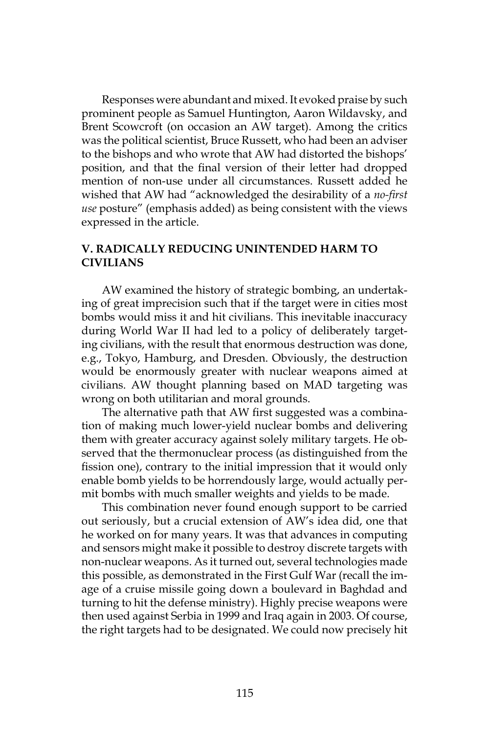Responses were abundant and mixed. It evoked praise by such prominent people as Samuel Huntington, Aaron Wildavsky, and Brent Scowcroft (on occasion an AW target). Among the critics was the political scientist, Bruce Russett, who had been an adviser to the bishops and who wrote that AW had distorted the bishops' position, and that the final version of their letter had dropped mention of non-use under all circumstances. Russett added he wished that AW had "acknowledged the desirability of a *no-first use* posture" (emphasis added) as being consistent with the views expressed in the article.

## V. RADICALLY REDUCING UNINTENDED HARM TO CIVILIANS

AW examined the history of strategic bombing, an undertaking of great imprecision such that if the target were in cities most bombs would miss it and hit civilians. This inevitable inaccuracy during World War II had led to a policy of deliberately targeting civilians, with the result that enormous destruction was done, e.g., Tokyo, Hamburg, and Dresden. Obviously, the destruction would be enormously greater with nuclear weapons aimed at civilians. AW thought planning based on MAD targeting was wrong on both utilitarian and moral grounds.

The alternative path that AW first suggested was a combination of making much lower-yield nuclear bombs and delivering them with greater accuracy against solely military targets. He observed that the thermonuclear process (as distinguished from the fission one), contrary to the initial impression that it would only enable bomb yields to be horrendously large, would actually permit bombs with much smaller weights and yields to be made.

This combination never found enough support to be carried out seriously, but a crucial extension of AW's idea did, one that he worked on for many years. It was that advances in computing and sensors might make it possible to destroy discrete targets with non-nuclear weapons. As it turned out, several technologies made this possible, as demonstrated in the First Gulf War (recall the image of a cruise missile going down a boulevard in Baghdad and turning to hit the defense ministry). Highly precise weapons were then used against Serbia in 1999 and Iraq again in 2003. Of course, the right targets had to be designated. We could now precisely hit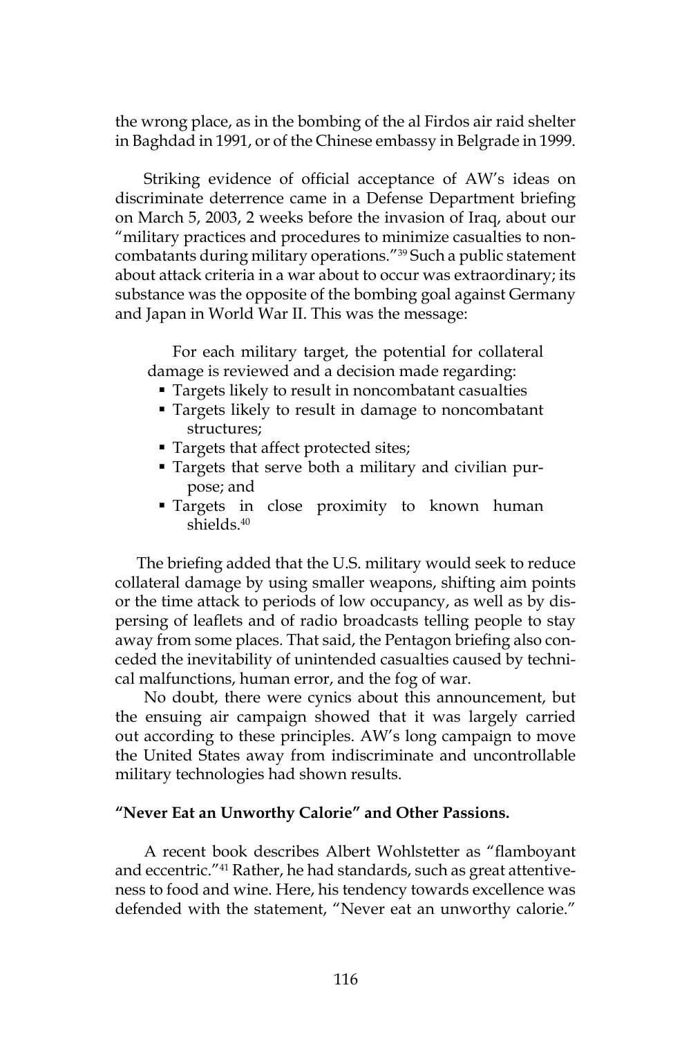the wrong place, as in the bombing of the al Firdos air raid shelter in Baghdad in 1991, or of the Chinese embassy in Belgrade in 1999.

Striking evidence of official acceptance of AW's ideas on discriminate deterrence came in a Defense Department briefing on March 5, 2003, 2 weeks before the invasion of Iraq, about our "military practices and procedures to minimize casualties to noncombatants during military operations."[39] Such a public statement about attack criteria in a war about to occur was extraordinary; its substance was the opposite of the bombing goal against Germany and Japan in World War II. This was the message:

> For each military target, the potential for collateral damage is reviewed and a decision made regarding:
> - Targets likely to result in noncombatant casualties
> - Targets likely to result in damage to noncombatant structures;
> - Targets that affect protected sites;
> - Targets that serve both a military and civilian purpose; and
> - Targets in close proximity to known human shields.[40]

The briefing added that the U.S. military would seek to reduce collateral damage by using smaller weapons, shifting aim points or the time attack to periods of low occupancy, as well as by dispersing of leaflets and of radio broadcasts telling people to stay away from some places. That said, the Pentagon briefing also conceded the inevitability of unintended casualties caused by technical malfunctions, human error, and the fog of war.

No doubt, there were cynics about this announcement, but the ensuing air campaign showed that it was largely carried out according to these principles. AW's long campaign to move the United States away from indiscriminate and uncontrollable military technologies had shown results.

**"Never Eat an Unworthy Calorie" and Other Passions.**

A recent book describes Albert Wohlstetter as "flamboyant and eccentric."[41] Rather, he had standards, such as great attentiveness to food and wine. Here, his tendency towards excellence was defended with the statement, "Never eat an unworthy calorie."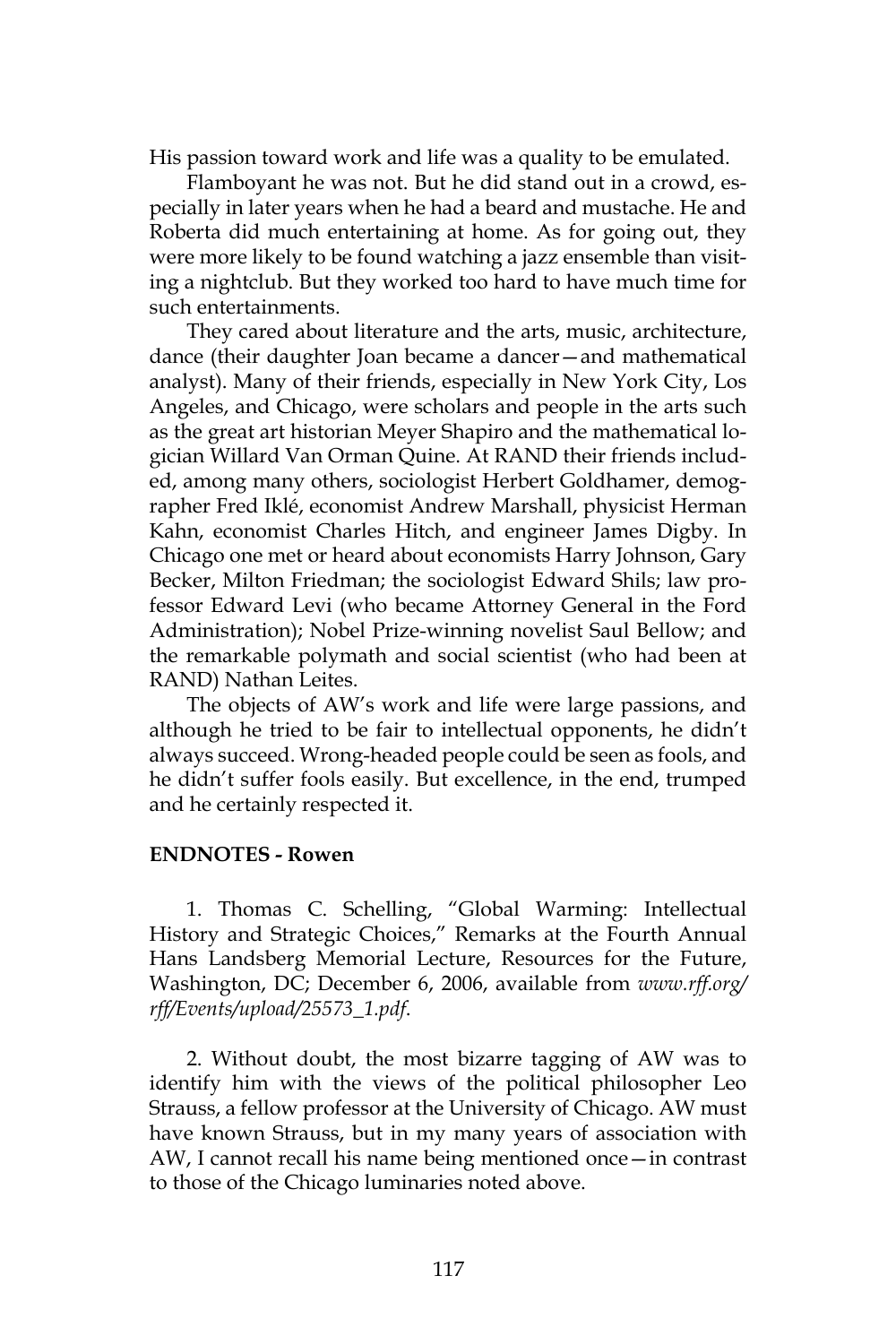His passion toward work and life was a quality to be emulated.

Flamboyant he was not. But he did stand out in a crowd, especially in later years when he had a beard and mustache. He and Roberta did much entertaining at home. As for going out, they were more likely to be found watching a jazz ensemble than visiting a nightclub. But they worked too hard to have much time for such entertainments.

They cared about literature and the arts, music, architecture, dance (their daughter Joan became a dancer—and mathematical analyst). Many of their friends, especially in New York City, Los Angeles, and Chicago, were scholars and people in the arts such as the great art historian Meyer Shapiro and the mathematical logician Willard Van Orman Quine. At RAND their friends included, among many others, sociologist Herbert Goldhamer, demographer Fred Iklé, economist Andrew Marshall, physicist Herman Kahn, economist Charles Hitch, and engineer James Digby. In Chicago one met or heard about economists Harry Johnson, Gary Becker, Milton Friedman; the sociologist Edward Shils; law professor Edward Levi (who became Attorney General in the Ford Administration); Nobel Prize-winning novelist Saul Bellow; and the remarkable polymath and social scientist (who had been at RAND) Nathan Leites.

The objects of AW's work and life were large passions, and although he tried to be fair to intellectual opponents, he didn't always succeed. Wrong-headed people could be seen as fools, and he didn't suffer fools easily. But excellence, in the end, trumped and he certainly respected it.

**ENDNOTES - Rowen**

1. Thomas C. Schelling, "Global Warming: Intellectual History and Strategic Choices," Remarks at the Fourth Annual Hans Landsberg Memorial Lecture, Resources for the Future, Washington, DC; December 6, 2006, available from *www.rff.org/rff/Events/upload/25573_1.pdf*.

2. Without doubt, the most bizarre tagging of AW was to identify him with the views of the political philosopher Leo Strauss, a fellow professor at the University of Chicago. AW must have known Strauss, but in my many years of association with AW, I cannot recall his name being mentioned once—in contrast to those of the Chicago luminaries noted above.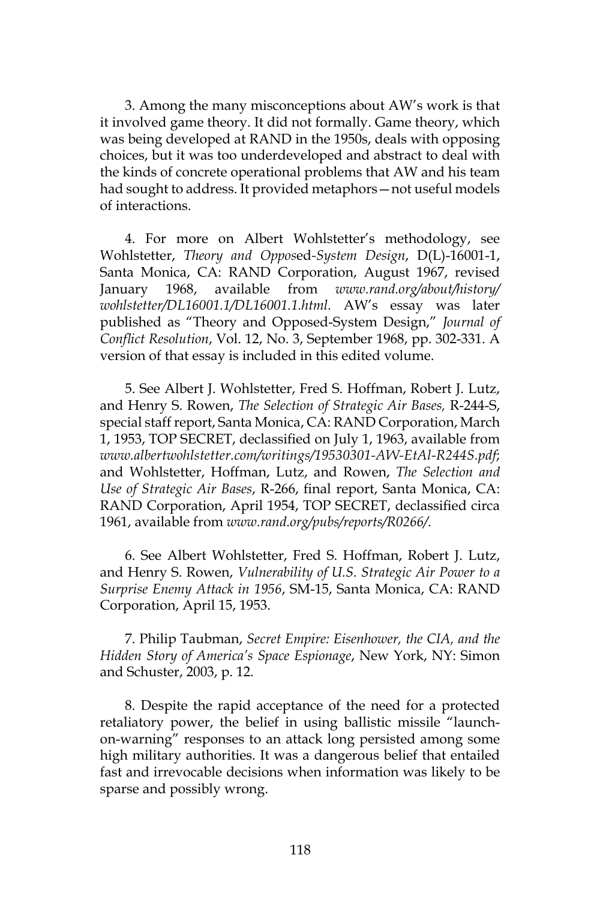3. Among the many misconceptions about AW's work is that it involved game theory. It did not formally. Game theory, which was being developed at RAND in the 1950s, deals with opposing choices, but it was too underdeveloped and abstract to deal with the kinds of concrete operational problems that AW and his team had sought to address. It provided metaphors—not useful models of interactions.

4. For more on Albert Wohlstetter's methodology, see Wohlstetter, *Theory and Opposed-System Design*, D(L)-16001-1, Santa Monica, CA: RAND Corporation, August 1967, revised January 1968, available from *www.rand.org/about/history/wohlstetter/DL16001.1/DL16001.1.html.* AW's essay was later published as "Theory and Opposed-System Design," *Journal of Conflict Resolution*, Vol. 12, No. 3, September 1968, pp. 302-331. A version of that essay is included in this edited volume.

5. See Albert J. Wohlstetter, Fred S. Hoffman, Robert J. Lutz, and Henry S. Rowen, *The Selection of Strategic Air Bases,* R-244-S, special staff report, Santa Monica, CA: RAND Corporation, March 1, 1953, TOP SECRET, declassified on July 1, 1963, available from *www.albertwohlstetter.com/writings/19530301-AW-EtAl-R244S.pdf*; and Wohlstetter, Hoffman, Lutz, and Rowen, *The Selection and Use of Strategic Air Bases*, R-266, final report, Santa Monica, CA: RAND Corporation, April 1954, TOP SECRET, declassified circa 1961, available from *www.rand.org/pubs/reports/R0266/.*

6. See Albert Wohlstetter, Fred S. Hoffman, Robert J. Lutz, and Henry S. Rowen, *Vulnerability of U.S. Strategic Air Power to a Surprise Enemy Attack in 1956*, SM-15, Santa Monica, CA: RAND Corporation, April 15, 1953.

7. Philip Taubman, *Secret Empire: Eisenhower, the CIA, and the Hidden Story of America's Space Espionage*, New York, NY: Simon and Schuster, 2003, p. 12.

8. Despite the rapid acceptance of the need for a protected retaliatory power, the belief in using ballistic missile "launch-on-warning" responses to an attack long persisted among some high military authorities. It was a dangerous belief that entailed fast and irrevocable decisions when information was likely to be sparse and possibly wrong.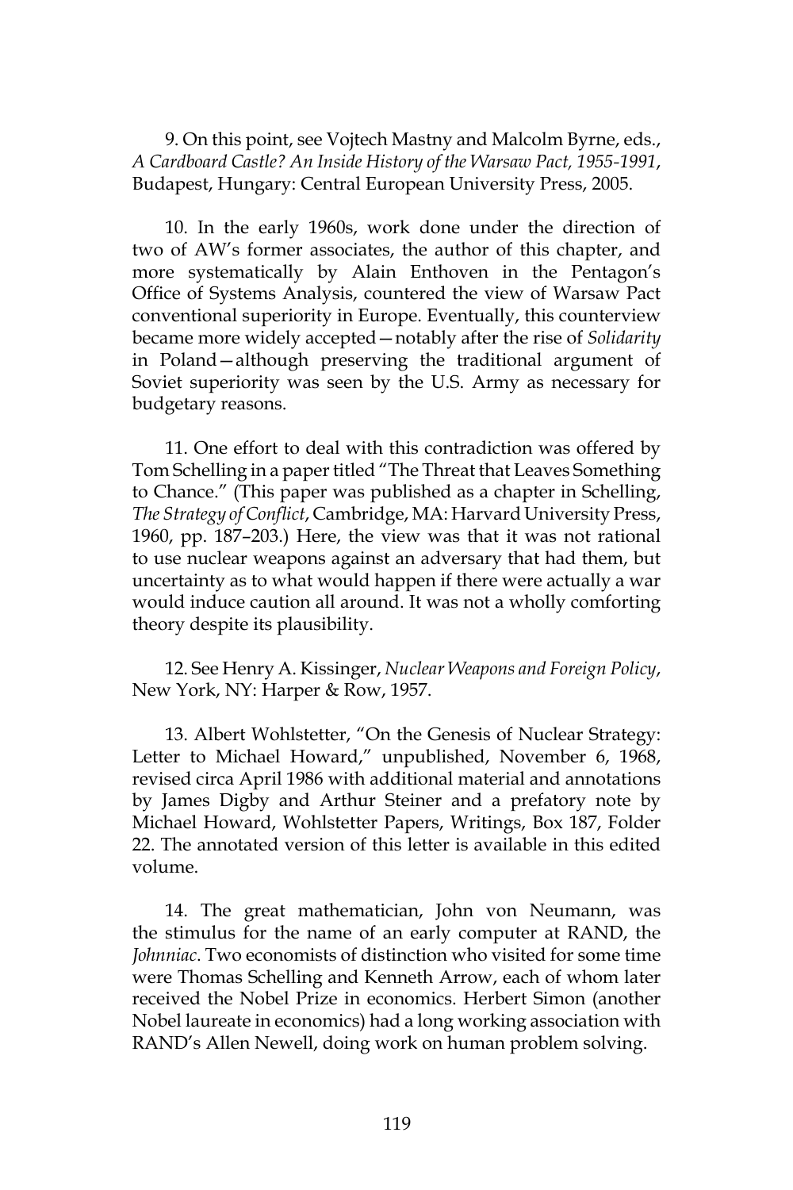9. On this point, see Vojtech Mastny and Malcolm Byrne, eds., *A Cardboard Castle? An Inside History of the Warsaw Pact, 1955-1991*, Budapest, Hungary: Central European University Press, 2005.

10. In the early 1960s, work done under the direction of two of AW's former associates, the author of this chapter, and more systematically by Alain Enthoven in the Pentagon's Office of Systems Analysis, countered the view of Warsaw Pact conventional superiority in Europe. Eventually, this counterview became more widely accepted—notably after the rise of *Solidarity* in Poland—although preserving the traditional argument of Soviet superiority was seen by the U.S. Army as necessary for budgetary reasons.

11. One effort to deal with this contradiction was offered by Tom Schelling in a paper titled "The Threat that Leaves Something to Chance." (This paper was published as a chapter in Schelling, *The Strategy of Conflict*, Cambridge, MA: Harvard University Press, 1960, pp. 187–203.) Here, the view was that it was not rational to use nuclear weapons against an adversary that had them, but uncertainty as to what would happen if there were actually a war would induce caution all around. It was not a wholly comforting theory despite its plausibility.

12. See Henry A. Kissinger, *Nuclear Weapons and Foreign Policy*, New York, NY: Harper & Row, 1957.

13. Albert Wohlstetter, "On the Genesis of Nuclear Strategy: Letter to Michael Howard," unpublished, November 6, 1968, revised circa April 1986 with additional material and annotations by James Digby and Arthur Steiner and a prefatory note by Michael Howard, Wohlstetter Papers, Writings, Box 187, Folder 22. The annotated version of this letter is available in this edited volume.

14. The great mathematician, John von Neumann, was the stimulus for the name of an early computer at RAND, the *Johnniac*. Two economists of distinction who visited for some time were Thomas Schelling and Kenneth Arrow, each of whom later received the Nobel Prize in economics. Herbert Simon (another Nobel laureate in economics) had a long working association with RAND's Allen Newell, doing work on human problem solving.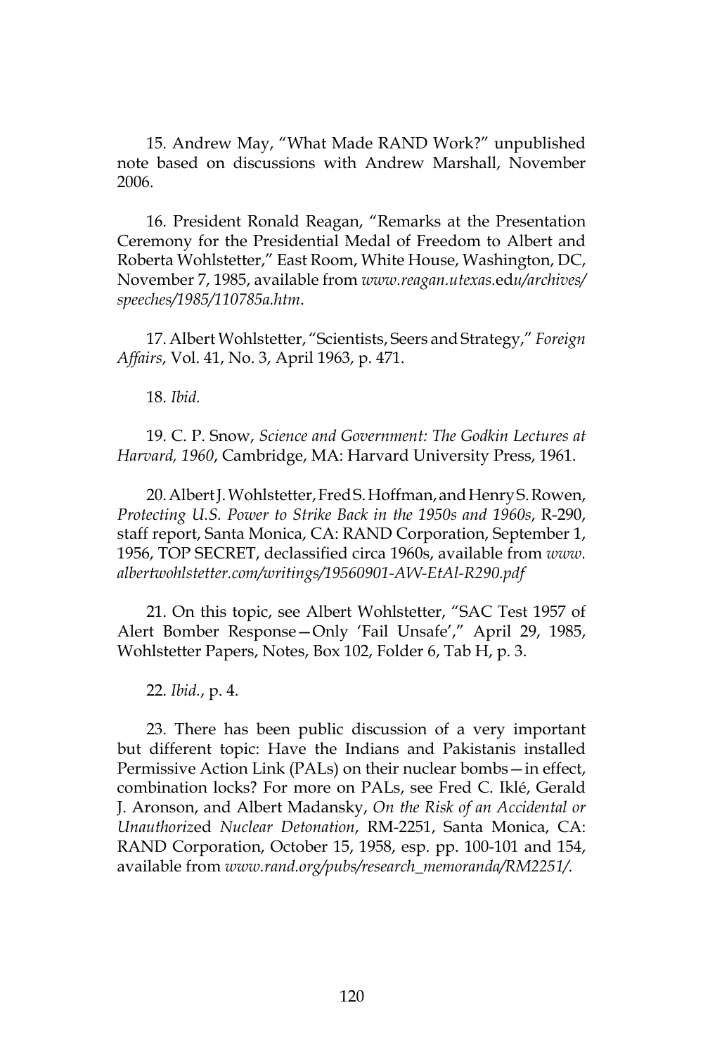15. Andrew May, "What Made RAND Work?" unpublished note based on discussions with Andrew Marshall, November 2006.

16. President Ronald Reagan, "Remarks at the Presentation Ceremony for the Presidential Medal of Freedom to Albert and Roberta Wohlstetter," East Room, White House, Washington, DC, November 7, 1985, available from *www.reagan.utexas.edu/archives/speeches/1985/110785a.htm*.

17. Albert Wohlstetter, "Scientists, Seers and Strategy," *Foreign Affairs*, Vol. 41, No. 3, April 1963, p. 471.

18. *Ibid.*

19. C. P. Snow, *Science and Government: The Godkin Lectures at Harvard, 1960*, Cambridge, MA: Harvard University Press, 1961.

20. Albert J. Wohlstetter, Fred S. Hoffman, and Henry S. Rowen, *Protecting U.S. Power to Strike Back in the 1950s and 1960s*, R-290, staff report, Santa Monica, CA: RAND Corporation, September 1, 1956, TOP SECRET, declassified circa 1960s, available from *www.albertwohlstetter.com/writings/19560901-AW-EtAl-R290.pdf*

21. On this topic, see Albert Wohlstetter, "SAC Test 1957 of Alert Bomber Response—Only 'Fail Unsafe'," April 29, 1985, Wohlstetter Papers, Notes, Box 102, Folder 6, Tab H, p. 3.

22. *Ibid.*, p. 4.

23. There has been public discussion of a very important but different topic: Have the Indians and Pakistanis installed Permissive Action Link (PALs) on their nuclear bombs—in effect, combination locks? For more on PALs, see Fred C. Iklé, Gerald J. Aronson, and Albert Madansky, *On the Risk of an Accidental or Unauthorized Nuclear Detonation*, RM-2251, Santa Monica, CA: RAND Corporation, October 15, 1958, esp. pp. 100-101 and 154, available from *www.rand.org/pubs/research_memoranda/RM2251/*.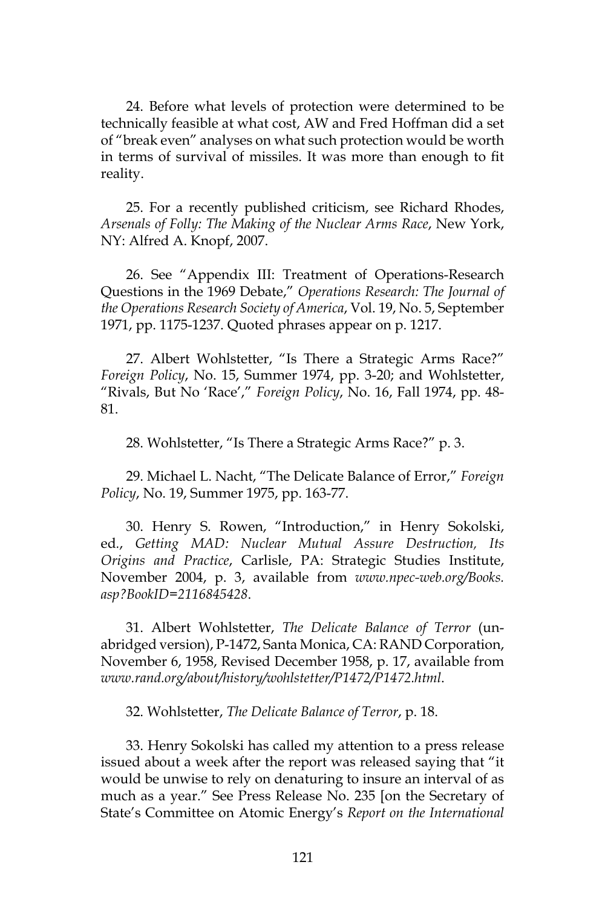24. Before what levels of protection were determined to be technically feasible at what cost, AW and Fred Hoffman did a set of "break even" analyses on what such protection would be worth in terms of survival of missiles. It was more than enough to fit reality.

25. For a recently published criticism, see Richard Rhodes, *Arsenals of Folly: The Making of the Nuclear Arms Race*, New York, NY: Alfred A. Knopf, 2007.

26. See "Appendix III: Treatment of Operations-Research Questions in the 1969 Debate," *Operations Research: The Journal of the Operations Research Society of America*, Vol. 19, No. 5, September 1971, pp. 1175-1237. Quoted phrases appear on p. 1217.

27. Albert Wohlstetter, "Is There a Strategic Arms Race?" *Foreign Policy*, No. 15, Summer 1974, pp. 3-20; and Wohlstetter, "Rivals, But No 'Race'," *Foreign Policy*, No. 16, Fall 1974, pp. 48-81.

28. Wohlstetter, "Is There a Strategic Arms Race?" p. 3.

29. Michael L. Nacht, "The Delicate Balance of Error," *Foreign Policy*, No. 19, Summer 1975, pp. 163-77.

30. Henry S. Rowen, "Introduction," in Henry Sokolski, ed., *Getting MAD: Nuclear Mutual Assure Destruction, Its Origins and Practice*, Carlisle, PA: Strategic Studies Institute, November 2004, p. 3, available from *www.npec-web.org/Books.asp?BookID=2116845428*.

31. Albert Wohlstetter, *The Delicate Balance of Terror* (unabridged version), P-1472, Santa Monica, CA: RAND Corporation, November 6, 1958, Revised December 1958, p. 17, available from *www.rand.org/about/history/wohlstetter/P1472/P1472.html*.

32. Wohlstetter, *The Delicate Balance of Terror*, p. 18.

33. Henry Sokolski has called my attention to a press release issued about a week after the report was released saying that "it would be unwise to rely on denaturing to insure an interval of as much as a year." See Press Release No. 235 [on the Secretary of State's Committee on Atomic Energy's *Report on the International*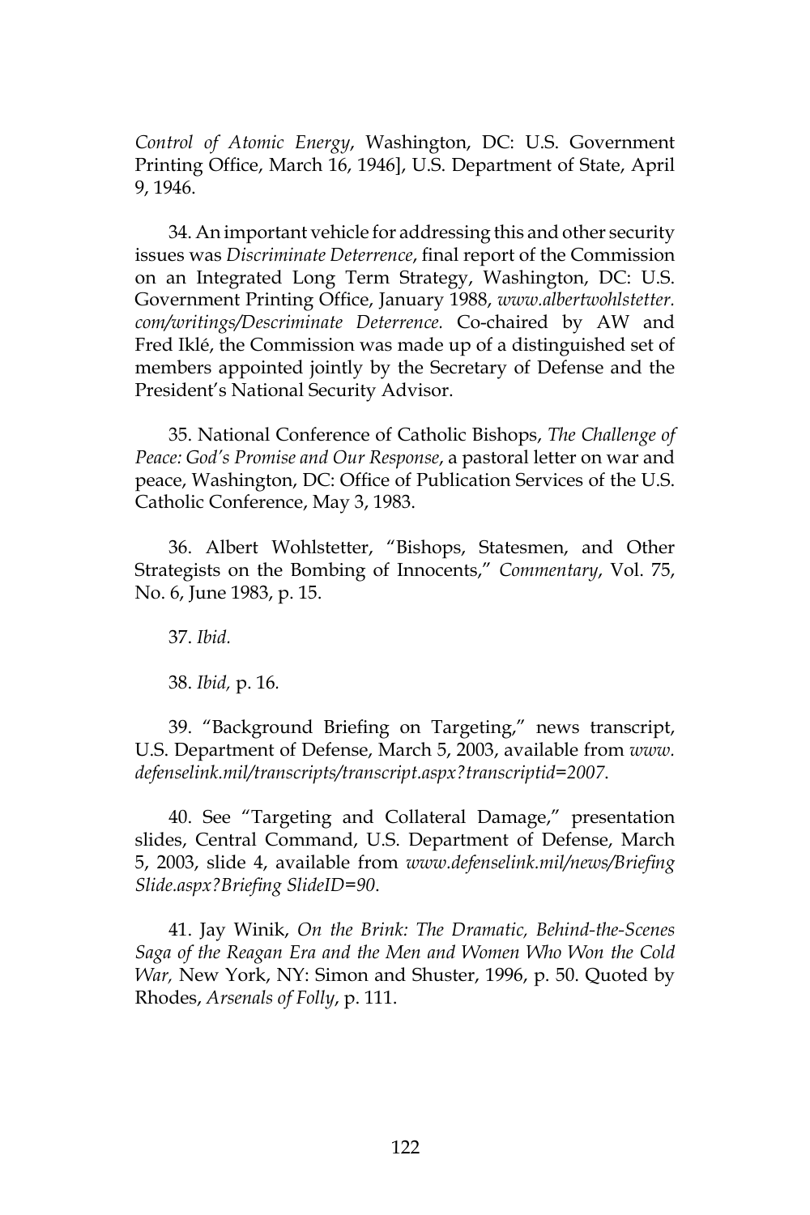*Control of Atomic Energy*, Washington, DC: U.S. Government Printing Office, March 16, 1946], U.S. Department of State, April 9, 1946.

34. An important vehicle for addressing this and other security issues was *Discriminate Deterrence*, final report of the Commission on an Integrated Long Term Strategy, Washington, DC: U.S. Government Printing Office, January 1988, *www.albertwohlstetter.com/writings/Descriminate Deterrence.* Co-chaired by AW and Fred Iklé, the Commission was made up of a distinguished set of members appointed jointly by the Secretary of Defense and the President's National Security Advisor.

35. National Conference of Catholic Bishops, *The Challenge of Peace: God's Promise and Our Response*, a pastoral letter on war and peace, Washington, DC: Office of Publication Services of the U.S. Catholic Conference, May 3, 1983.

36. Albert Wohlstetter, "Bishops, Statesmen, and Other Strategists on the Bombing of Innocents," *Commentary*, Vol. 75, No. 6, June 1983, p. 15.

37. *Ibid*.

38. *Ibid,* p. 16.

39. "Background Briefing on Targeting," news transcript, U.S. Department of Defense, March 5, 2003, available from *www.defenselink.mil/transcripts/transcript.aspx?transcriptid=2007*.

40. See "Targeting and Collateral Damage," presentation slides, Central Command, U.S. Department of Defense, March 5, 2003, slide 4, available from *www.defenselink.mil/news/Briefing Slide.aspx?Briefing SlideID=90*.

41. Jay Winik, *On the Brink: The Dramatic, Behind-the-Scenes Saga of the Reagan Era and the Men and Women Who Won the Cold War,* New York, NY: Simon and Shuster, 1996, p. 50. Quoted by Rhodes, *Arsenals of Folly*, p. 111.